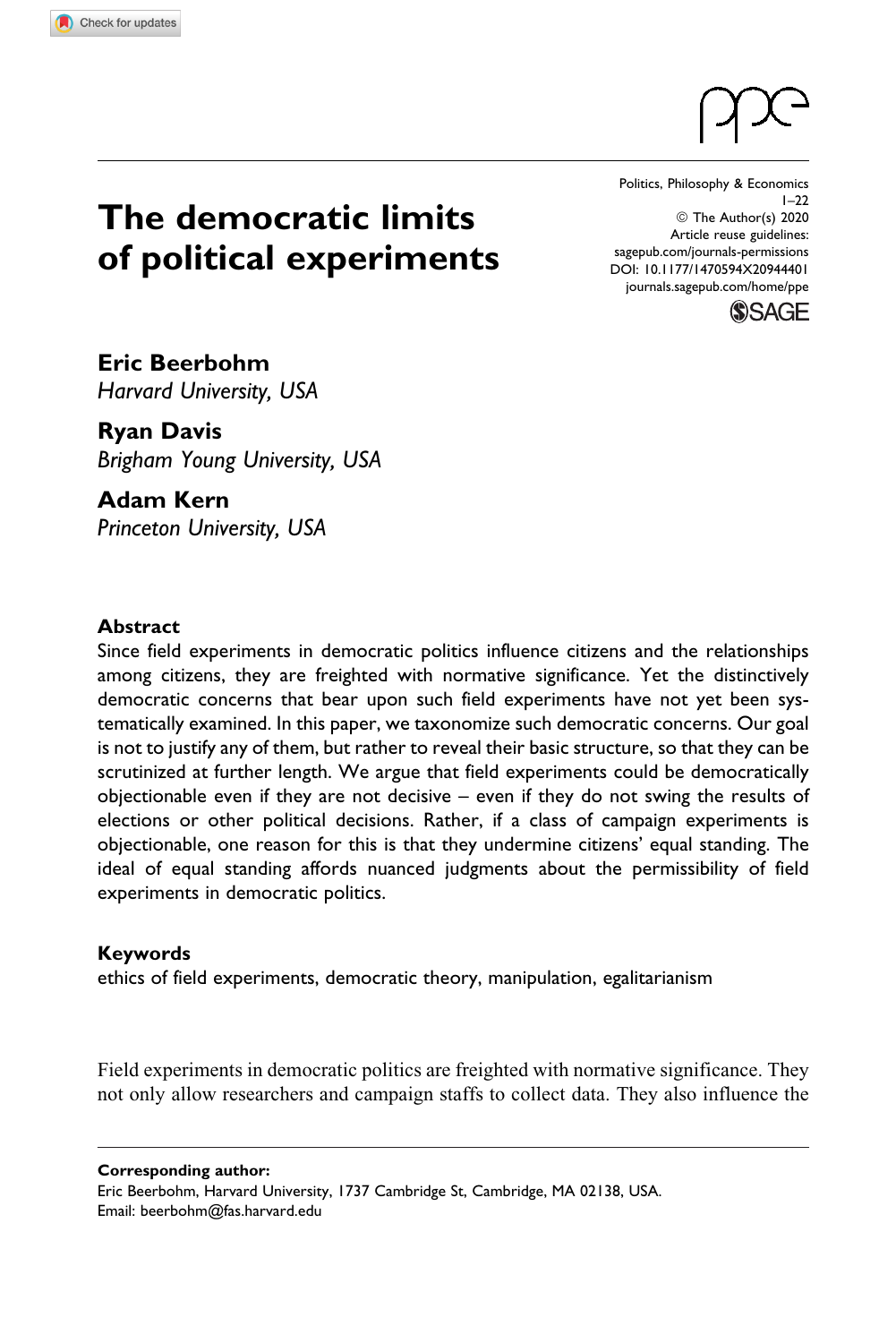# The democratic limits of political experiments

**Eric Beerbohm**
*Harvard University, USA*

**Ryan Davis**
*Brigham Young University, USA*

**Adam Kern**
*Princeton University, USA*

## Abstract

Since field experiments in democratic politics influence citizens and the relationships among citizens, they are freighted with normative significance. Yet the distinctively democratic concerns that bear upon such field experiments have not yet been systematically examined. In this paper, we taxonomize such democratic concerns. Our goal is not to justify any of them, but rather to reveal their basic structure, so that they can be scrutinized at further length. We argue that field experiments could be democratically objectionable even if they are not decisive – even if they do not swing the results of elections or other political decisions. Rather, if a class of campaign experiments is objectionable, one reason for this is that they undermine citizens' equal standing. The ideal of equal standing affords nuanced judgments about the permissibility of field experiments in democratic politics.

## Keywords

ethics of field experiments, democratic theory, manipulation, egalitarianism

Field experiments in democratic politics are freighted with normative significance. They not only allow researchers and campaign staffs to collect data. They also influence the

**Corresponding author:**
Eric Beerbohm, Harvard University, 1737 Cambridge St, Cambridge, MA 02138, USA.
Email: beerbohm@fas.harvard.edu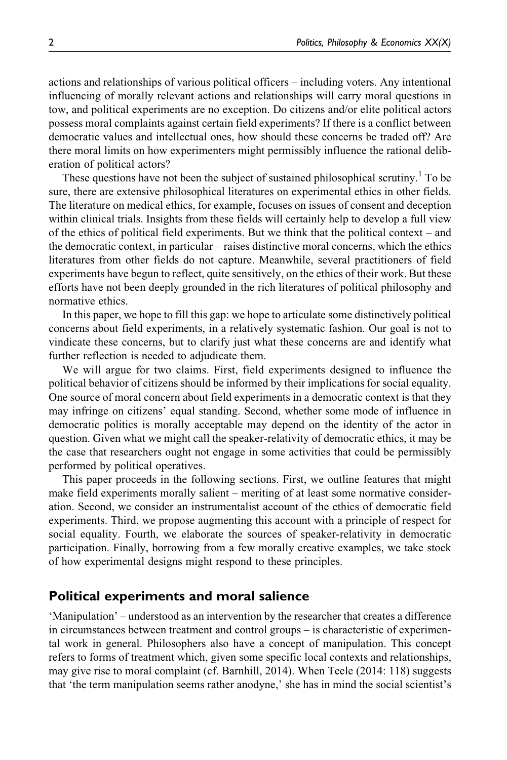actions and relationships of various political officers – including voters. Any intentional influencing of morally relevant actions and relationships will carry moral questions in tow, and political experiments are no exception. Do citizens and/or elite political actors possess moral complaints against certain field experiments? If there is a conflict between democratic values and intellectual ones, how should these concerns be traded off? Are there moral limits on how experimenters might permissibly influence the rational deliberation of political actors?

These questions have not been the subject of sustained philosophical scrutiny.[1] To be sure, there are extensive philosophical literatures on experimental ethics in other fields. The literature on medical ethics, for example, focuses on issues of consent and deception within clinical trials. Insights from these fields will certainly help to develop a full view of the ethics of political field experiments. But we think that the political context – and the democratic context, in particular – raises distinctive moral concerns, which the ethics literatures from other fields do not capture. Meanwhile, several practitioners of field experiments have begun to reflect, quite sensitively, on the ethics of their work. But these efforts have not been deeply grounded in the rich literatures of political philosophy and normative ethics.

In this paper, we hope to fill this gap: we hope to articulate some distinctively political concerns about field experiments, in a relatively systematic fashion. Our goal is not to vindicate these concerns, but to clarify just what these concerns are and identify what further reflection is needed to adjudicate them.

We will argue for two claims. First, field experiments designed to influence the political behavior of citizens should be informed by their implications for social equality. One source of moral concern about field experiments in a democratic context is that they may infringe on citizens' equal standing. Second, whether some mode of influence in democratic politics is morally acceptable may depend on the identity of the actor in question. Given what we might call the speaker-relativity of democratic ethics, it may be the case that researchers ought not engage in some activities that could be permissibly performed by political operatives.

This paper proceeds in the following sections. First, we outline features that might make field experiments morally salient – meriting of at least some normative consideration. Second, we consider an instrumentalist account of the ethics of democratic field experiments. Third, we propose augmenting this account with a principle of respect for social equality. Fourth, we elaborate the sources of speaker-relativity in democratic participation. Finally, borrowing from a few morally creative examples, we take stock of how experimental designs might respond to these principles.

## Political experiments and moral salience

'Manipulation' – understood as an intervention by the researcher that creates a difference in circumstances between treatment and control groups – is characteristic of experimental work in general. Philosophers also have a concept of manipulation. This concept refers to forms of treatment which, given some specific local contexts and relationships, may give rise to moral complaint (cf. Barnhill, 2014). When Teele (2014: 118) suggests that 'the term manipulation seems rather anodyne,' she has in mind the social scientist's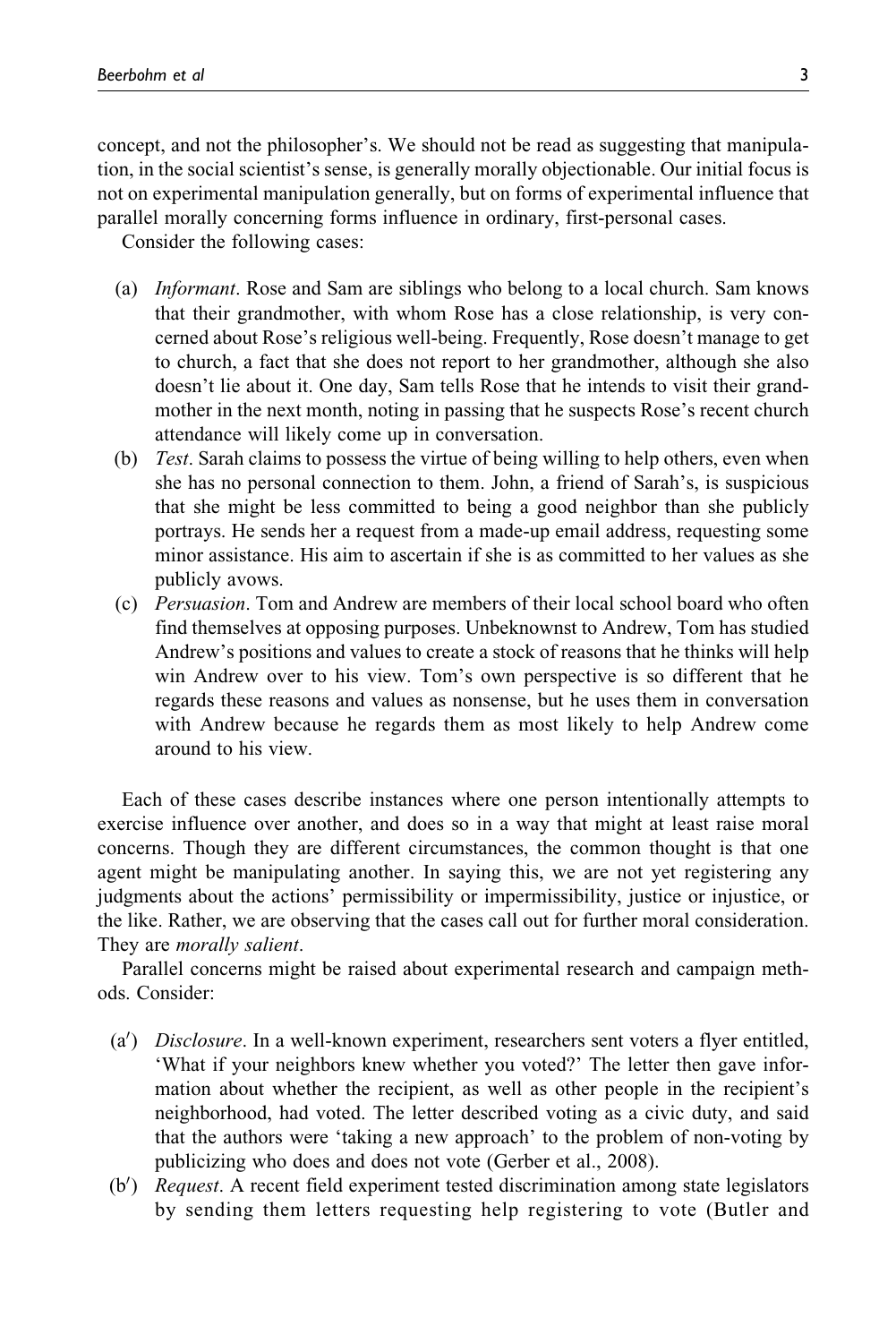concept, and not the philosopher's. We should not be read as suggesting that manipulation, in the social scientist's sense, is generally morally objectionable. Our initial focus is not on experimental manipulation generally, but on forms of experimental influence that parallel morally concerning forms influence in ordinary, first-personal cases.

Consider the following cases:

(a) *Informant*. Rose and Sam are siblings who belong to a local church. Sam knows that their grandmother, with whom Rose has a close relationship, is very concerned about Rose's religious well-being. Frequently, Rose doesn't manage to get to church, a fact that she does not report to her grandmother, although she also doesn't lie about it. One day, Sam tells Rose that he intends to visit their grandmother in the next month, noting in passing that he suspects Rose's recent church attendance will likely come up in conversation.

(b) *Test*. Sarah claims to possess the virtue of being willing to help others, even when she has no personal connection to them. John, a friend of Sarah's, is suspicious that she might be less committed to being a good neighbor than she publicly portrays. He sends her a request from a made-up email address, requesting some minor assistance. His aim to ascertain if she is as committed to her values as she publicly avows.

(c) *Persuasion*. Tom and Andrew are members of their local school board who often find themselves at opposing purposes. Unbeknownst to Andrew, Tom has studied Andrew's positions and values to create a stock of reasons that he thinks will help win Andrew over to his view. Tom's own perspective is so different that he regards these reasons and values as nonsense, but he uses them in conversation with Andrew because he regards them as most likely to help Andrew come around to his view.

Each of these cases describe instances where one person intentionally attempts to exercise influence over another, and does so in a way that might at least raise moral concerns. Though they are different circumstances, the common thought is that one agent might be manipulating another. In saying this, we are not yet registering any judgments about the actions' permissibility or impermissibility, justice or injustice, or the like. Rather, we are observing that the cases call out for further moral consideration. They are *morally salient*.

Parallel concerns might be raised about experimental research and campaign methods. Consider:

(a′) *Disclosure*. In a well-known experiment, researchers sent voters a flyer entitled, 'What if your neighbors knew whether you voted?' The letter then gave information about whether the recipient, as well as other people in the recipient's neighborhood, had voted. The letter described voting as a civic duty, and said that the authors were 'taking a new approach' to the problem of non-voting by publicizing who does and does not vote (Gerber et al., 2008).

(b′) *Request*. A recent field experiment tested discrimination among state legislators by sending them letters requesting help registering to vote (Butler and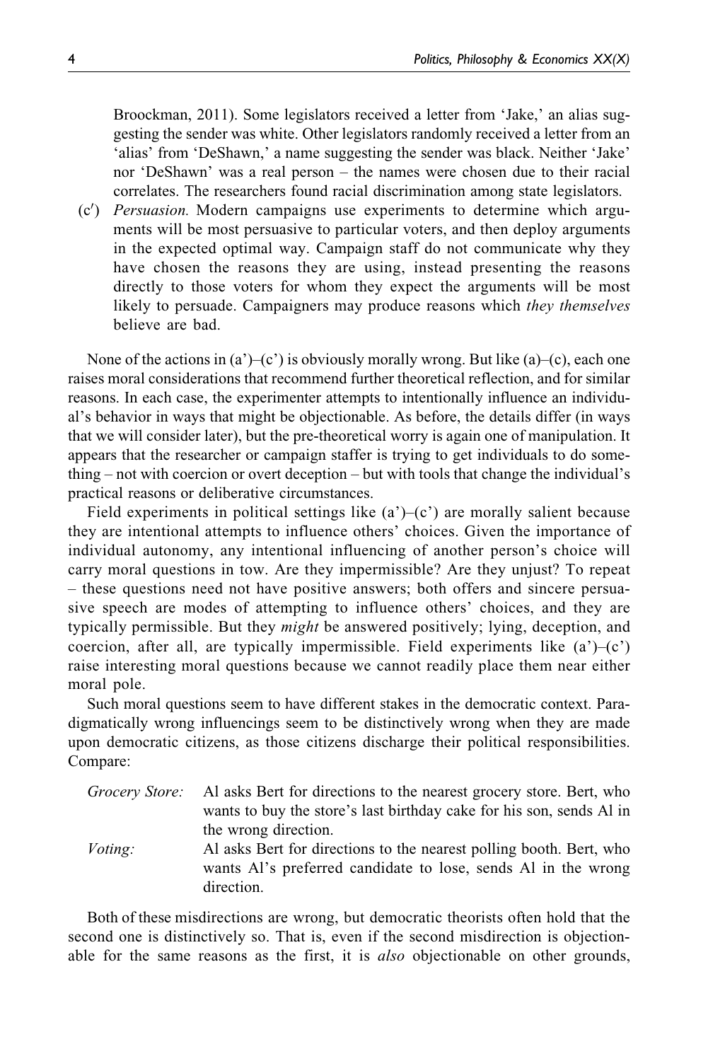Broockman, 2011). Some legislators received a letter from 'Jake,' an alias suggesting the sender was white. Other legislators randomly received a letter from an 'alias' from 'DeShawn,' a name suggesting the sender was black. Neither 'Jake' nor 'DeShawn' was a real person – the names were chosen due to their racial correlates. The researchers found racial discrimination among state legislators.

(c′) *Persuasion.* Modern campaigns use experiments to determine which arguments will be most persuasive to particular voters, and then deploy arguments in the expected optimal way. Campaign staff do not communicate why they have chosen the reasons they are using, instead presenting the reasons directly to those voters for whom they expect the arguments will be most likely to persuade. Campaigners may produce reasons which *they themselves* believe are bad.

None of the actions in (a')–(c') is obviously morally wrong. But like (a)–(c), each one raises moral considerations that recommend further theoretical reflection, and for similar reasons. In each case, the experimenter attempts to intentionally influence an individual's behavior in ways that might be objectionable. As before, the details differ (in ways that we will consider later), but the pre-theoretical worry is again one of manipulation. It appears that the researcher or campaign staffer is trying to get individuals to do something – not with coercion or overt deception – but with tools that change the individual's practical reasons or deliberative circumstances.

Field experiments in political settings like (a')–(c') are morally salient because they are intentional attempts to influence others' choices. Given the importance of individual autonomy, any intentional influencing of another person's choice will carry moral questions in tow. Are they impermissible? Are they unjust? To repeat – these questions need not have positive answers; both offers and sincere persuasive speech are modes of attempting to influence others' choices, and they are typically permissible. But they *might* be answered positively; lying, deception, and coercion, after all, are typically impermissible. Field experiments like (a')–(c') raise interesting moral questions because we cannot readily place them near either moral pole.

Such moral questions seem to have different stakes in the democratic context. Paradigmatically wrong influencings seem to be distinctively wrong when they are made upon democratic citizens, as those citizens discharge their political responsibilities. Compare:

*Grocery Store:* Al asks Bert for directions to the nearest grocery store. Bert, who wants to buy the store's last birthday cake for his son, sends Al in the wrong direction.

*Voting:* Al asks Bert for directions to the nearest polling booth. Bert, who wants Al's preferred candidate to lose, sends Al in the wrong direction.

Both of these misdirections are wrong, but democratic theorists often hold that the second one is distinctively so. That is, even if the second misdirection is objectionable for the same reasons as the first, it is *also* objectionable on other grounds,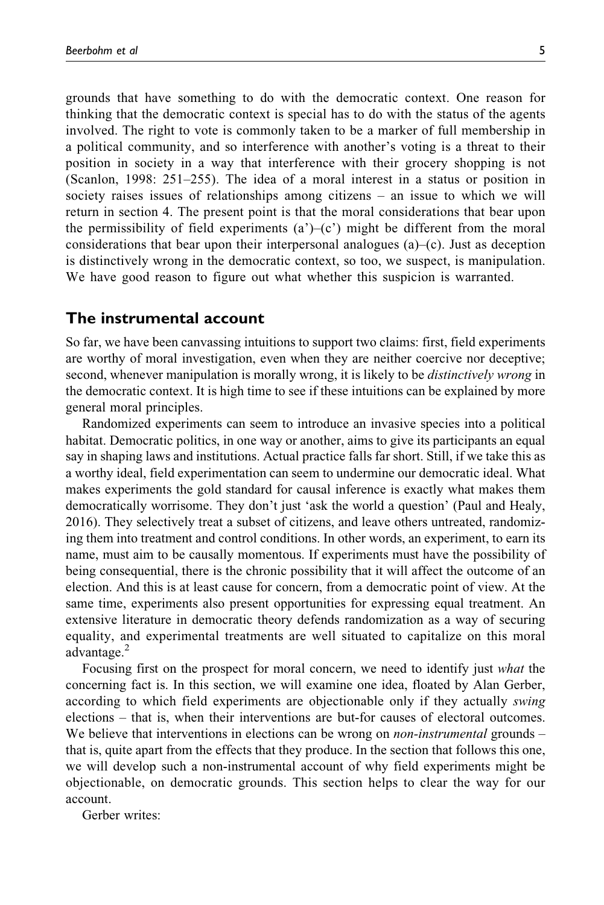grounds that have something to do with the democratic context. One reason for thinking that the democratic context is special has to do with the status of the agents involved. The right to vote is commonly taken to be a marker of full membership in a political community, and so interference with another's voting is a threat to their position in society in a way that interference with their grocery shopping is not (Scanlon, 1998: 251–255). The idea of a moral interest in a status or position in society raises issues of relationships among citizens – an issue to which we will return in section 4. The present point is that the moral considerations that bear upon the permissibility of field experiments (a')–(c') might be different from the moral considerations that bear upon their interpersonal analogues (a)–(c). Just as deception is distinctively wrong in the democratic context, so too, we suspect, is manipulation. We have good reason to figure out what whether this suspicion is warranted.

## The instrumental account

So far, we have been canvassing intuitions to support two claims: first, field experiments are worthy of moral investigation, even when they are neither coercive nor deceptive; second, whenever manipulation is morally wrong, it is likely to be *distinctively wrong* in the democratic context. It is high time to see if these intuitions can be explained by more general moral principles.

Randomized experiments can seem to introduce an invasive species into a political habitat. Democratic politics, in one way or another, aims to give its participants an equal say in shaping laws and institutions. Actual practice falls far short. Still, if we take this as a worthy ideal, field experimentation can seem to undermine our democratic ideal. What makes experiments the gold standard for causal inference is exactly what makes them democratically worrisome. They don't just 'ask the world a question' (Paul and Healy, 2016). They selectively treat a subset of citizens, and leave others untreated, randomizing them into treatment and control conditions. In other words, an experiment, to earn its name, must aim to be causally momentous. If experiments must have the possibility of being consequential, there is the chronic possibility that it will affect the outcome of an election. And this is at least cause for concern, from a democratic point of view. At the same time, experiments also present opportunities for expressing equal treatment. An extensive literature in democratic theory defends randomization as a way of securing equality, and experimental treatments are well situated to capitalize on this moral advantage.[2]

Focusing first on the prospect for moral concern, we need to identify just *what* the concerning fact is. In this section, we will examine one idea, floated by Alan Gerber, according to which field experiments are objectionable only if they actually *swing* elections – that is, when their interventions are but-for causes of electoral outcomes. We believe that interventions in elections can be wrong on *non-instrumental* grounds – that is, quite apart from the effects that they produce. In the section that follows this one, we will develop such a non-instrumental account of why field experiments might be objectionable, on democratic grounds. This section helps to clear the way for our account.

Gerber writes: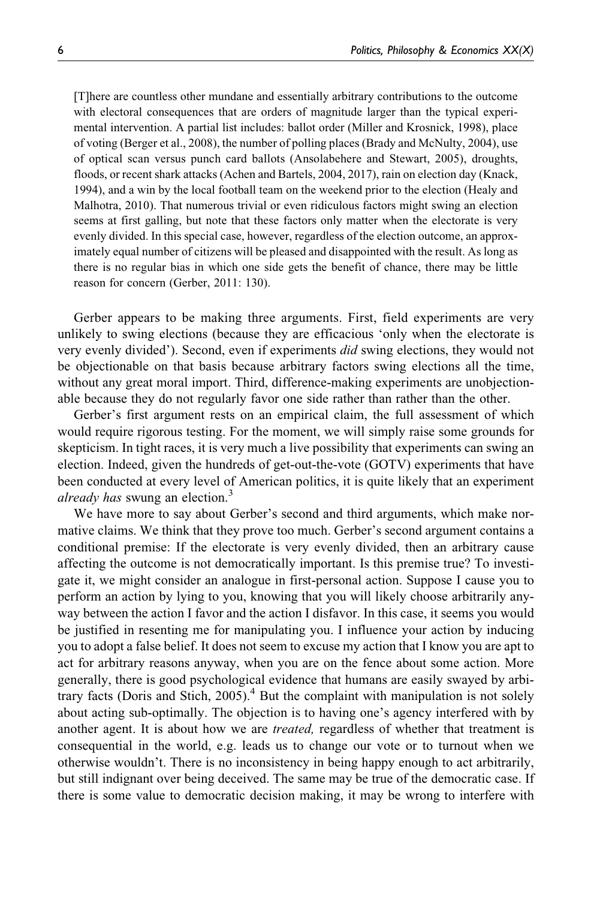> [T]here are countless other mundane and essentially arbitrary contributions to the outcome with electoral consequences that are orders of magnitude larger than the typical experimental intervention. A partial list includes: ballot order (Miller and Krosnick, 1998), place of voting (Berger et al., 2008), the number of polling places (Brady and McNulty, 2004), use of optical scan versus punch card ballots (Ansolabehere and Stewart, 2005), droughts, floods, or recent shark attacks (Achen and Bartels, 2004, 2017), rain on election day (Knack, 1994), and a win by the local football team on the weekend prior to the election (Healy and Malhotra, 2010). That numerous trivial or even ridiculous factors might swing an election seems at first galling, but note that these factors only matter when the electorate is very evenly divided. In this special case, however, regardless of the election outcome, an approximately equal number of citizens will be pleased and disappointed with the result. As long as there is no regular bias in which one side gets the benefit of chance, there may be little reason for concern (Gerber, 2011: 130).

Gerber appears to be making three arguments. First, field experiments are very unlikely to swing elections (because they are efficacious 'only when the electorate is very evenly divided'). Second, even if experiments *did* swing elections, they would not be objectionable on that basis because arbitrary factors swing elections all the time, without any great moral import. Third, difference-making experiments are unobjectionable because they do not regularly favor one side rather than rather than the other.

Gerber's first argument rests on an empirical claim, the full assessment of which would require rigorous testing. For the moment, we will simply raise some grounds for skepticism. In tight races, it is very much a live possibility that experiments can swing an election. Indeed, given the hundreds of get-out-the-vote (GOTV) experiments that have been conducted at every level of American politics, it is quite likely that an experiment *already has* swung an election.[3]

We have more to say about Gerber's second and third arguments, which make normative claims. We think that they prove too much. Gerber's second argument contains a conditional premise: If the electorate is very evenly divided, then an arbitrary cause affecting the outcome is not democratically important. Is this premise true? To investigate it, we might consider an analogue in first-personal action. Suppose I cause you to perform an action by lying to you, knowing that you will likely choose arbitrarily anyway between the action I favor and the action I disfavor. In this case, it seems you would be justified in resenting me for manipulating you. I influence your action by inducing you to adopt a false belief. It does not seem to excuse my action that I know you are apt to act for arbitrary reasons anyway, when you are on the fence about some action. More generally, there is good psychological evidence that humans are easily swayed by arbitrary facts (Doris and Stich, 2005).[4] But the complaint with manipulation is not solely about acting sub-optimally. The objection is to having one's agency interfered with by another agent. It is about how we are *treated,* regardless of whether that treatment is consequential in the world, e.g. leads us to change our vote or to turnout when we otherwise wouldn't. There is no inconsistency in being happy enough to act arbitrarily, but still indignant over being deceived. The same may be true of the democratic case. If there is some value to democratic decision making, it may be wrong to interfere with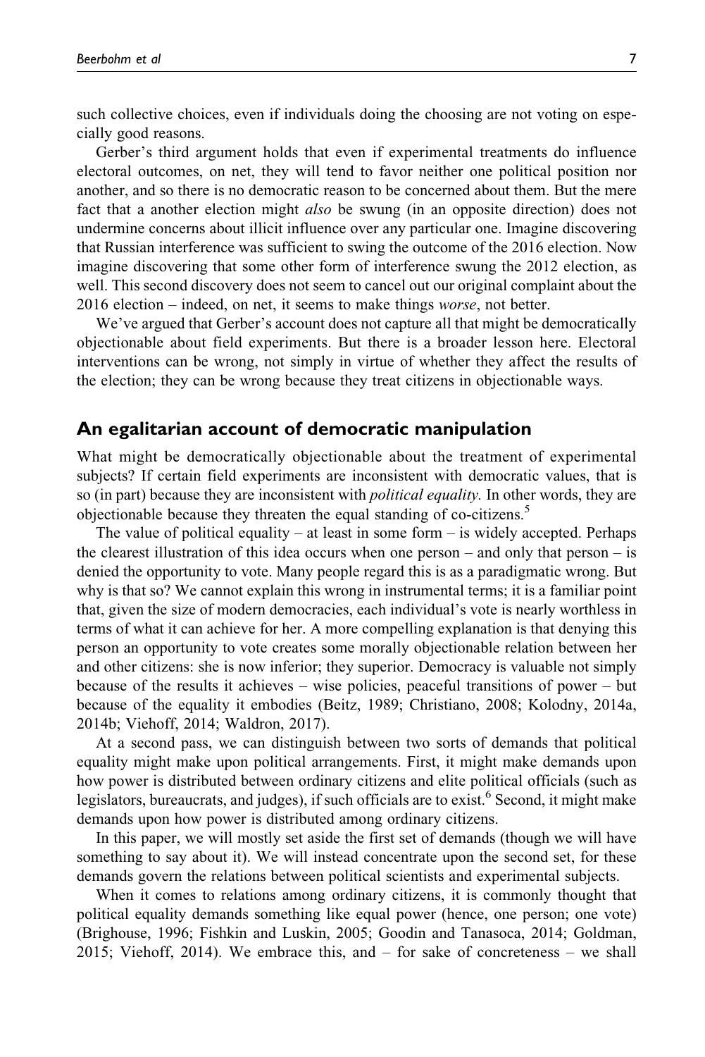such collective choices, even if individuals doing the choosing are not voting on especially good reasons.

Gerber's third argument holds that even if experimental treatments do influence electoral outcomes, on net, they will tend to favor neither one political position nor another, and so there is no democratic reason to be concerned about them. But the mere fact that a another election might *also* be swung (in an opposite direction) does not undermine concerns about illicit influence over any particular one. Imagine discovering that Russian interference was sufficient to swing the outcome of the 2016 election. Now imagine discovering that some other form of interference swung the 2012 election, as well. This second discovery does not seem to cancel out our original complaint about the 2016 election – indeed, on net, it seems to make things *worse*, not better.

We've argued that Gerber's account does not capture all that might be democratically objectionable about field experiments. But there is a broader lesson here. Electoral interventions can be wrong, not simply in virtue of whether they affect the results of the election; they can be wrong because they treat citizens in objectionable ways.

## An egalitarian account of democratic manipulation

What might be democratically objectionable about the treatment of experimental subjects? If certain field experiments are inconsistent with democratic values, that is so (in part) because they are inconsistent with *political equality.* In other words, they are objectionable because they threaten the equal standing of co-citizens.[5]

The value of political equality – at least in some form – is widely accepted. Perhaps the clearest illustration of this idea occurs when one person – and only that person – is denied the opportunity to vote. Many people regard this is as a paradigmatic wrong. But why is that so? We cannot explain this wrong in instrumental terms; it is a familiar point that, given the size of modern democracies, each individual's vote is nearly worthless in terms of what it can achieve for her. A more compelling explanation is that denying this person an opportunity to vote creates some morally objectionable relation between her and other citizens: she is now inferior; they superior. Democracy is valuable not simply because of the results it achieves – wise policies, peaceful transitions of power – but because of the equality it embodies (Beitz, 1989; Christiano, 2008; Kolodny, 2014a, 2014b; Viehoff, 2014; Waldron, 2017).

At a second pass, we can distinguish between two sorts of demands that political equality might make upon political arrangements. First, it might make demands upon how power is distributed between ordinary citizens and elite political officials (such as legislators, bureaucrats, and judges), if such officials are to exist.[6] Second, it might make demands upon how power is distributed among ordinary citizens.

In this paper, we will mostly set aside the first set of demands (though we will have something to say about it). We will instead concentrate upon the second set, for these demands govern the relations between political scientists and experimental subjects.

When it comes to relations among ordinary citizens, it is commonly thought that political equality demands something like equal power (hence, one person; one vote) (Brighouse, 1996; Fishkin and Luskin, 2005; Goodin and Tanasoca, 2014; Goldman, 2015; Viehoff, 2014). We embrace this, and – for sake of concreteness – we shall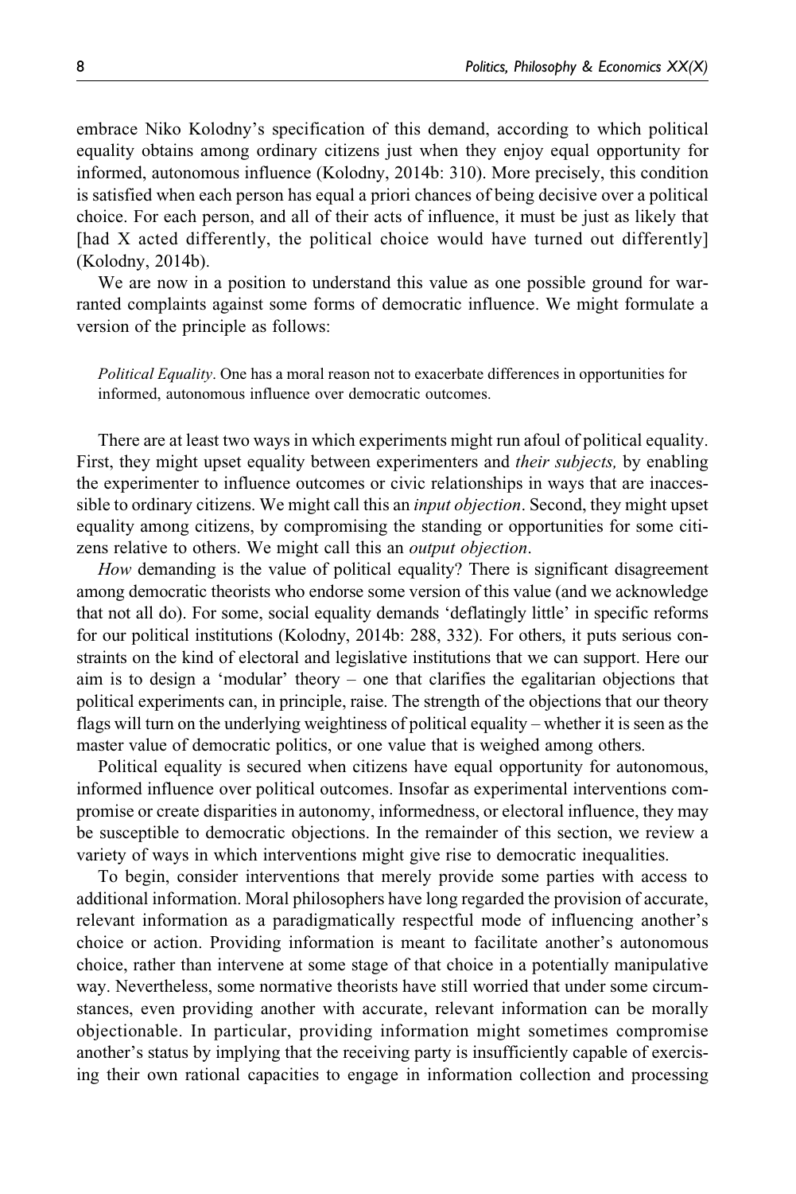embrace Niko Kolodny's specification of this demand, according to which political equality obtains among ordinary citizens just when they enjoy equal opportunity for informed, autonomous influence (Kolodny, 2014b: 310). More precisely, this condition is satisfied when each person has equal a priori chances of being decisive over a political choice. For each person, and all of their acts of influence, it must be just as likely that [had X acted differently, the political choice would have turned out differently] (Kolodny, 2014b).

We are now in a position to understand this value as one possible ground for warranted complaints against some forms of democratic influence. We might formulate a version of the principle as follows:

> *Political Equality*. One has a moral reason not to exacerbate differences in opportunities for informed, autonomous influence over democratic outcomes.

There are at least two ways in which experiments might run afoul of political equality. First, they might upset equality between experimenters and *their subjects,* by enabling the experimenter to influence outcomes or civic relationships in ways that are inaccessible to ordinary citizens. We might call this an *input objection*. Second, they might upset equality among citizens, by compromising the standing or opportunities for some citizens relative to others. We might call this an *output objection*.

*How* demanding is the value of political equality? There is significant disagreement among democratic theorists who endorse some version of this value (and we acknowledge that not all do). For some, social equality demands 'deflatingly little' in specific reforms for our political institutions (Kolodny, 2014b: 288, 332). For others, it puts serious constraints on the kind of electoral and legislative institutions that we can support. Here our aim is to design a 'modular' theory – one that clarifies the egalitarian objections that political experiments can, in principle, raise. The strength of the objections that our theory flags will turn on the underlying weightiness of political equality – whether it is seen as the master value of democratic politics, or one value that is weighed among others.

Political equality is secured when citizens have equal opportunity for autonomous, informed influence over political outcomes. Insofar as experimental interventions compromise or create disparities in autonomy, informedness, or electoral influence, they may be susceptible to democratic objections. In the remainder of this section, we review a variety of ways in which interventions might give rise to democratic inequalities.

To begin, consider interventions that merely provide some parties with access to additional information. Moral philosophers have long regarded the provision of accurate, relevant information as a paradigmatically respectful mode of influencing another's choice or action. Providing information is meant to facilitate another's autonomous choice, rather than intervene at some stage of that choice in a potentially manipulative way. Nevertheless, some normative theorists have still worried that under some circumstances, even providing another with accurate, relevant information can be morally objectionable. In particular, providing information might sometimes compromise another's status by implying that the receiving party is insufficiently capable of exercising their own rational capacities to engage in information collection and processing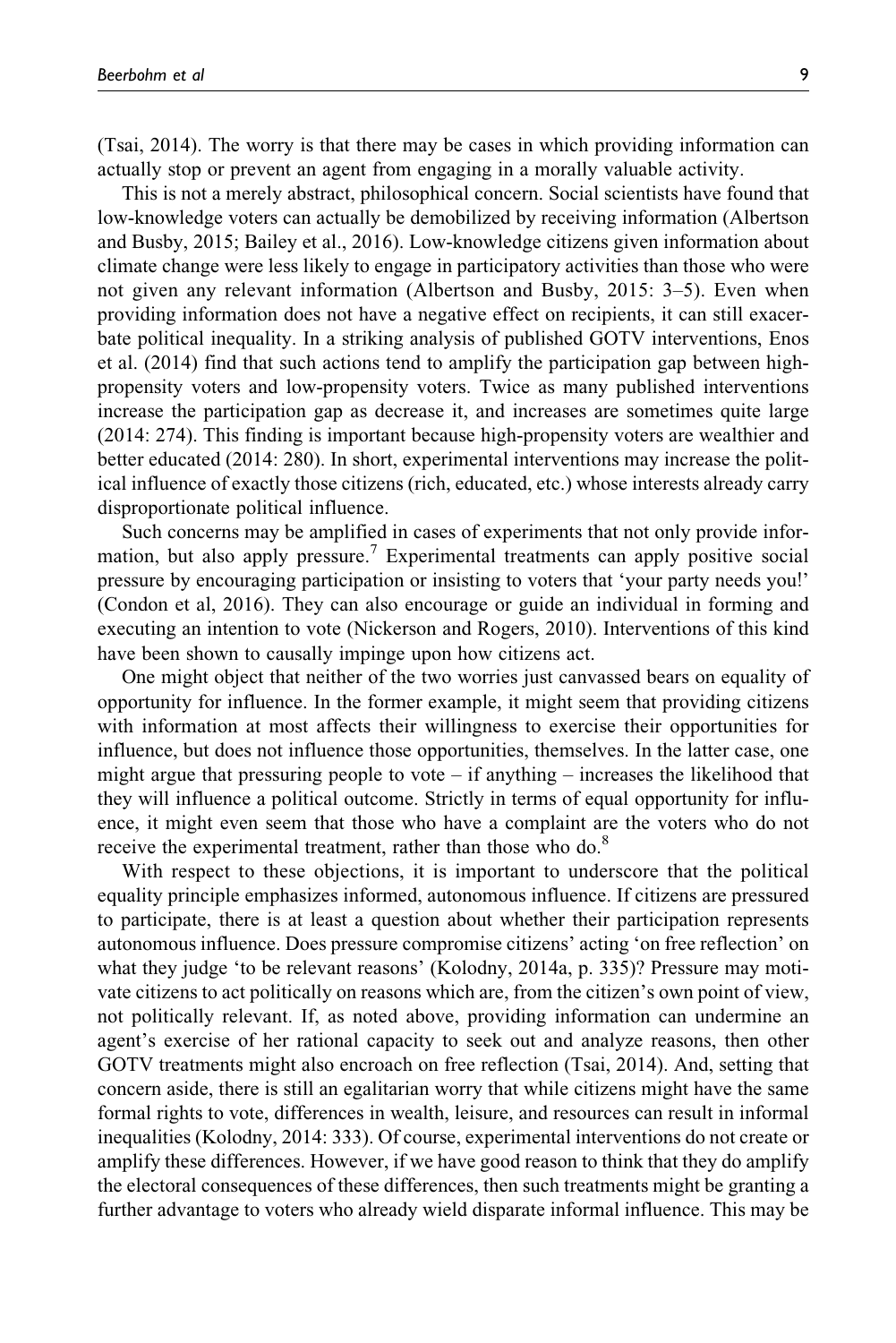(Tsai, 2014). The worry is that there may be cases in which providing information can actually stop or prevent an agent from engaging in a morally valuable activity.

This is not a merely abstract, philosophical concern. Social scientists have found that low-knowledge voters can actually be demobilized by receiving information (Albertson and Busby, 2015; Bailey et al., 2016). Low-knowledge citizens given information about climate change were less likely to engage in participatory activities than those who were not given any relevant information (Albertson and Busby, 2015: 3–5). Even when providing information does not have a negative effect on recipients, it can still exacerbate political inequality. In a striking analysis of published GOTV interventions, Enos et al. (2014) find that such actions tend to amplify the participation gap between high-propensity voters and low-propensity voters. Twice as many published interventions increase the participation gap as decrease it, and increases are sometimes quite large (2014: 274). This finding is important because high-propensity voters are wealthier and better educated (2014: 280). In short, experimental interventions may increase the political influence of exactly those citizens (rich, educated, etc.) whose interests already carry disproportionate political influence.

Such concerns may be amplified in cases of experiments that not only provide information, but also apply pressure.[7] Experimental treatments can apply positive social pressure by encouraging participation or insisting to voters that 'your party needs you!' (Condon et al, 2016). They can also encourage or guide an individual in forming and executing an intention to vote (Nickerson and Rogers, 2010). Interventions of this kind have been shown to causally impinge upon how citizens act.

One might object that neither of the two worries just canvassed bears on equality of opportunity for influence. In the former example, it might seem that providing citizens with information at most affects their willingness to exercise their opportunities for influence, but does not influence those opportunities, themselves. In the latter case, one might argue that pressuring people to vote – if anything – increases the likelihood that they will influence a political outcome. Strictly in terms of equal opportunity for influence, it might even seem that those who have a complaint are the voters who do not receive the experimental treatment, rather than those who do.[8]

With respect to these objections, it is important to underscore that the political equality principle emphasizes informed, autonomous influence. If citizens are pressured to participate, there is at least a question about whether their participation represents autonomous influence. Does pressure compromise citizens' acting 'on free reflection' on what they judge 'to be relevant reasons' (Kolodny, 2014a, p. 335)? Pressure may motivate citizens to act politically on reasons which are, from the citizen's own point of view, not politically relevant. If, as noted above, providing information can undermine an agent's exercise of her rational capacity to seek out and analyze reasons, then other GOTV treatments might also encroach on free reflection (Tsai, 2014). And, setting that concern aside, there is still an egalitarian worry that while citizens might have the same formal rights to vote, differences in wealth, leisure, and resources can result in informal inequalities (Kolodny, 2014: 333). Of course, experimental interventions do not create or amplify these differences. However, if we have good reason to think that they do amplify the electoral consequences of these differences, then such treatments might be granting a further advantage to voters who already wield disparate informal influence. This may be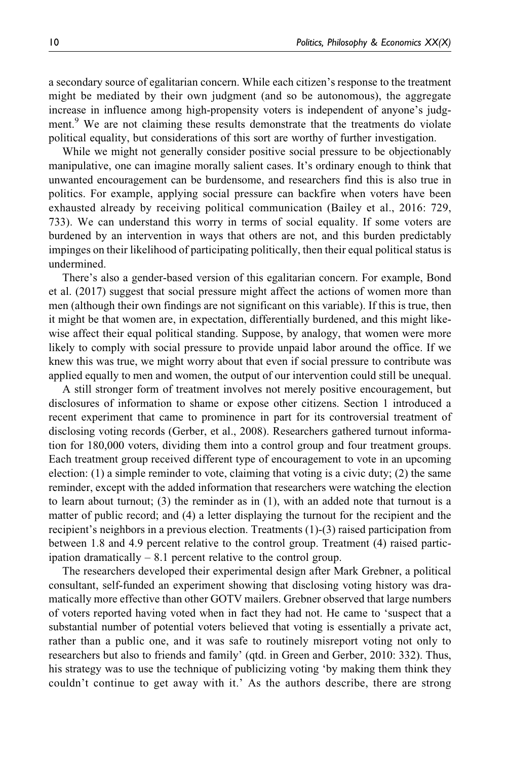a secondary source of egalitarian concern. While each citizen's response to the treatment might be mediated by their own judgment (and so be autonomous), the aggregate increase in influence among high-propensity voters is independent of anyone's judgment.[9] We are not claiming these results demonstrate that the treatments do violate political equality, but considerations of this sort are worthy of further investigation.

While we might not generally consider positive social pressure to be objectionably manipulative, one can imagine morally salient cases. It's ordinary enough to think that unwanted encouragement can be burdensome, and researchers find this is also true in politics. For example, applying social pressure can backfire when voters have been exhausted already by receiving political communication (Bailey et al., 2016: 729, 733). We can understand this worry in terms of social equality. If some voters are burdened by an intervention in ways that others are not, and this burden predictably impinges on their likelihood of participating politically, then their equal political status is undermined.

There's also a gender-based version of this egalitarian concern. For example, Bond et al. (2017) suggest that social pressure might affect the actions of women more than men (although their own findings are not significant on this variable). If this is true, then it might be that women are, in expectation, differentially burdened, and this might likewise affect their equal political standing. Suppose, by analogy, that women were more likely to comply with social pressure to provide unpaid labor around the office. If we knew this was true, we might worry about that even if social pressure to contribute was applied equally to men and women, the output of our intervention could still be unequal.

A still stronger form of treatment involves not merely positive encouragement, but disclosures of information to shame or expose other citizens. Section 1 introduced a recent experiment that came to prominence in part for its controversial treatment of disclosing voting records (Gerber, et al., 2008). Researchers gathered turnout information for 180,000 voters, dividing them into a control group and four treatment groups. Each treatment group received different type of encouragement to vote in an upcoming election: (1) a simple reminder to vote, claiming that voting is a civic duty; (2) the same reminder, except with the added information that researchers were watching the election to learn about turnout; (3) the reminder as in (1), with an added note that turnout is a matter of public record; and (4) a letter displaying the turnout for the recipient and the recipient's neighbors in a previous election. Treatments (1)-(3) raised participation from between 1.8 and 4.9 percent relative to the control group. Treatment (4) raised participation dramatically – 8.1 percent relative to the control group.

The researchers developed their experimental design after Mark Grebner, a political consultant, self-funded an experiment showing that disclosing voting history was dramatically more effective than other GOTV mailers. Grebner observed that large numbers of voters reported having voted when in fact they had not. He came to 'suspect that a substantial number of potential voters believed that voting is essentially a private act, rather than a public one, and it was safe to routinely misreport voting not only to researchers but also to friends and family' (qtd. in Green and Gerber, 2010: 332). Thus, his strategy was to use the technique of publicizing voting 'by making them think they couldn't continue to get away with it.' As the authors describe, there are strong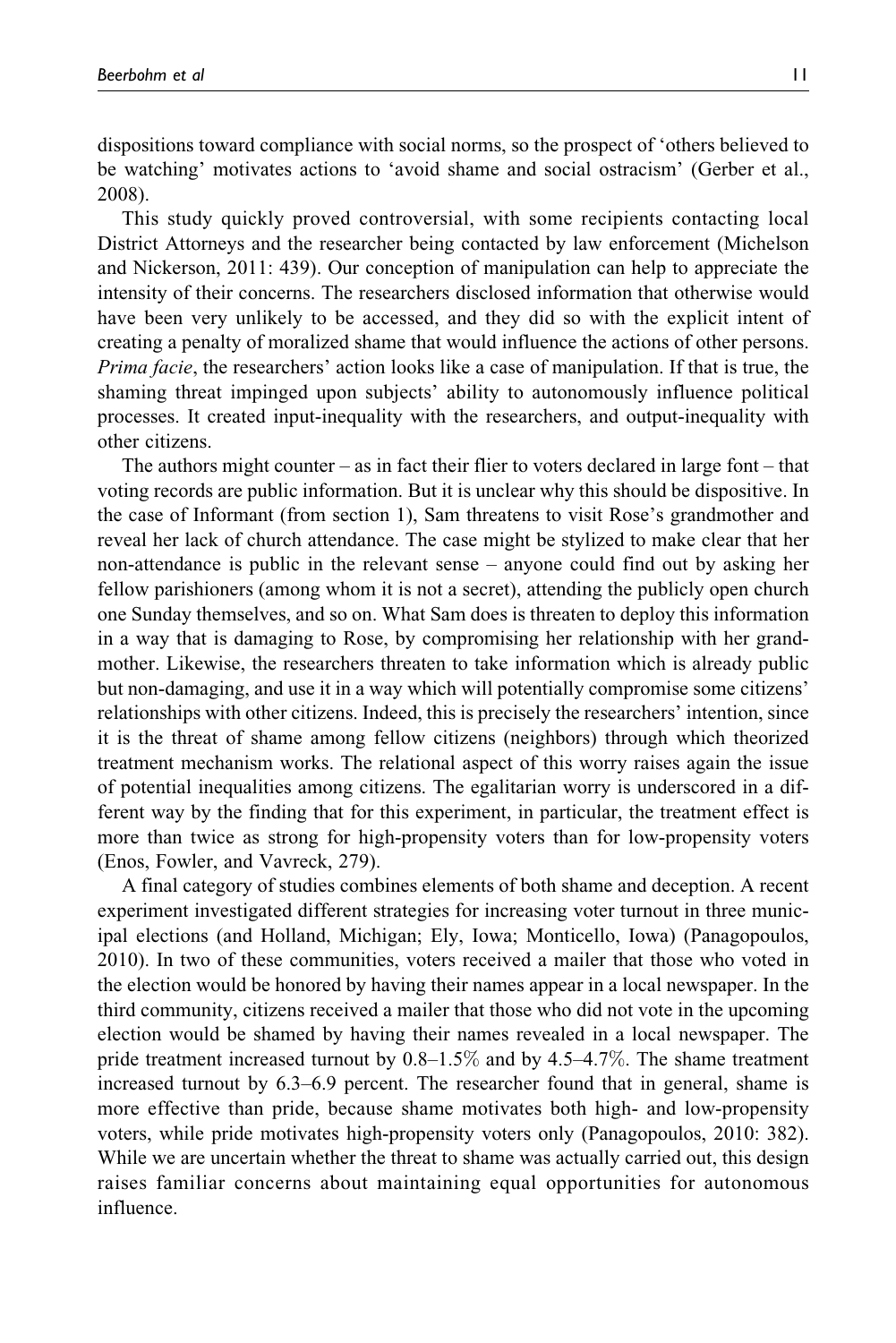dispositions toward compliance with social norms, so the prospect of 'others believed to be watching' motivates actions to 'avoid shame and social ostracism' (Gerber et al., 2008).

This study quickly proved controversial, with some recipients contacting local District Attorneys and the researcher being contacted by law enforcement (Michelson and Nickerson, 2011: 439). Our conception of manipulation can help to appreciate the intensity of their concerns. The researchers disclosed information that otherwise would have been very unlikely to be accessed, and they did so with the explicit intent of creating a penalty of moralized shame that would influence the actions of other persons. *Prima facie*, the researchers' action looks like a case of manipulation. If that is true, the shaming threat impinged upon subjects' ability to autonomously influence political processes. It created input-inequality with the researchers, and output-inequality with other citizens.

The authors might counter – as in fact their flier to voters declared in large font – that voting records are public information. But it is unclear why this should be dispositive. In the case of Informant (from section 1), Sam threatens to visit Rose's grandmother and reveal her lack of church attendance. The case might be stylized to make clear that her non-attendance is public in the relevant sense – anyone could find out by asking her fellow parishioners (among whom it is not a secret), attending the publicly open church one Sunday themselves, and so on. What Sam does is threaten to deploy this information in a way that is damaging to Rose, by compromising her relationship with her grandmother. Likewise, the researchers threaten to take information which is already public but non-damaging, and use it in a way which will potentially compromise some citizens' relationships with other citizens. Indeed, this is precisely the researchers' intention, since it is the threat of shame among fellow citizens (neighbors) through which theorized treatment mechanism works. The relational aspect of this worry raises again the issue of potential inequalities among citizens. The egalitarian worry is underscored in a different way by the finding that for this experiment, in particular, the treatment effect is more than twice as strong for high-propensity voters than for low-propensity voters (Enos, Fowler, and Vavreck, 279).

A final category of studies combines elements of both shame and deception. A recent experiment investigated different strategies for increasing voter turnout in three municipal elections (and Holland, Michigan; Ely, Iowa; Monticello, Iowa) (Panagopoulos, 2010). In two of these communities, voters received a mailer that those who voted in the election would be honored by having their names appear in a local newspaper. In the third community, citizens received a mailer that those who did not vote in the upcoming election would be shamed by having their names revealed in a local newspaper. The pride treatment increased turnout by 0.8–1.5% and by 4.5–4.7%. The shame treatment increased turnout by 6.3–6.9 percent. The researcher found that in general, shame is more effective than pride, because shame motivates both high- and low-propensity voters, while pride motivates high-propensity voters only (Panagopoulos, 2010: 382). While we are uncertain whether the threat to shame was actually carried out, this design raises familiar concerns about maintaining equal opportunities for autonomous influence.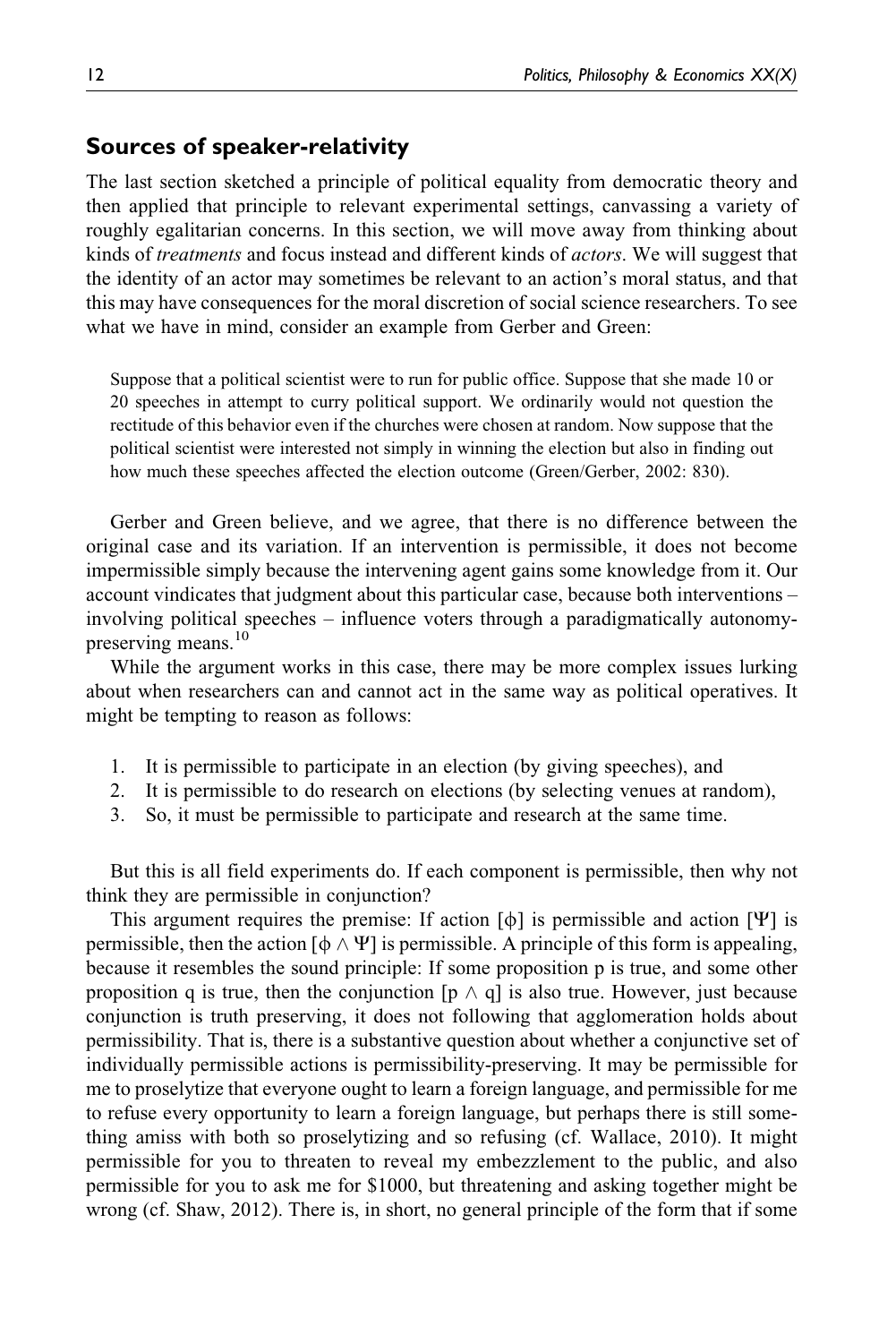## Sources of speaker-relativity

The last section sketched a principle of political equality from democratic theory and then applied that principle to relevant experimental settings, canvassing a variety of roughly egalitarian concerns. In this section, we will move away from thinking about kinds of *treatments* and focus instead and different kinds of *actors*. We will suggest that the identity of an actor may sometimes be relevant to an action's moral status, and that this may have consequences for the moral discretion of social science researchers. To see what we have in mind, consider an example from Gerber and Green:

> Suppose that a political scientist were to run for public office. Suppose that she made 10 or 20 speeches in attempt to curry political support. We ordinarily would not question the rectitude of this behavior even if the churches were chosen at random. Now suppose that the political scientist were interested not simply in winning the election but also in finding out how much these speeches affected the election outcome (Green/Gerber, 2002: 830).

Gerber and Green believe, and we agree, that there is no difference between the original case and its variation. If an intervention is permissible, it does not become impermissible simply because the intervening agent gains some knowledge from it. Our account vindicates that judgment about this particular case, because both interventions – involving political speeches – influence voters through a paradigmatically autonomy-preserving means.[10]

While the argument works in this case, there may be more complex issues lurking about when researchers can and cannot act in the same way as political operatives. It might be tempting to reason as follows:

1. It is permissible to participate in an election (by giving speeches), and
2. It is permissible to do research on elections (by selecting venues at random),
3. So, it must be permissible to participate and research at the same time.

But this is all field experiments do. If each component is permissible, then why not think they are permissible in conjunction?

This argument requires the premise: If action [$\phi$] is permissible and action [$\Psi$] is permissible, then the action [$\phi \wedge \Psi$] is permissible. A principle of this form is appealing, because it resembles the sound principle: If some proposition p is true, and some other proposition q is true, then the conjunction [$p \wedge q$] is also true. However, just because conjunction is truth preserving, it does not following that agglomeration holds about permissibility. That is, there is a substantive question about whether a conjunctive set of individually permissible actions is permissibility-preserving. It may be permissible for me to proselytize that everyone ought to learn a foreign language, and permissible for me to refuse every opportunity to learn a foreign language, but perhaps there is still something amiss with both so proselytizing and so refusing (cf. Wallace, 2010). It might permissible for you to threaten to reveal my embezzlement to the public, and also permissible for you to ask me for \$1000, but threatening and asking together might be wrong (cf. Shaw, 2012). There is, in short, no general principle of the form that if some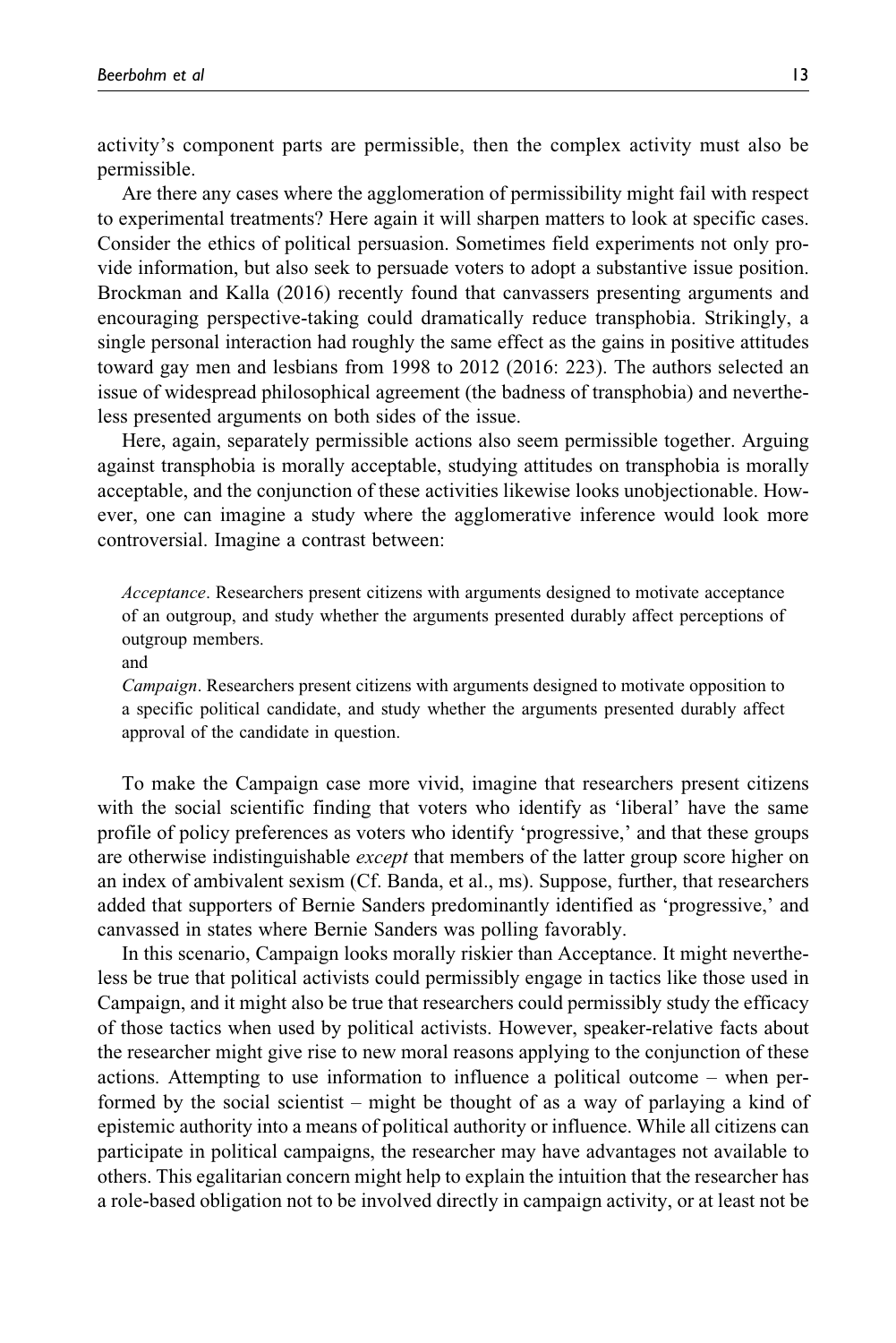activity's component parts are permissible, then the complex activity must also be permissible.

Are there any cases where the agglomeration of permissibility might fail with respect to experimental treatments? Here again it will sharpen matters to look at specific cases. Consider the ethics of political persuasion. Sometimes field experiments not only provide information, but also seek to persuade voters to adopt a substantive issue position. Brockman and Kalla (2016) recently found that canvassers presenting arguments and encouraging perspective-taking could dramatically reduce transphobia. Strikingly, a single personal interaction had roughly the same effect as the gains in positive attitudes toward gay men and lesbians from 1998 to 2012 (2016: 223). The authors selected an issue of widespread philosophical agreement (the badness of transphobia) and nevertheless presented arguments on both sides of the issue.

Here, again, separately permissible actions also seem permissible together. Arguing against transphobia is morally acceptable, studying attitudes on transphobia is morally acceptable, and the conjunction of these activities likewise looks unobjectionable. However, one can imagine a study where the agglomerative inference would look more controversial. Imagine a contrast between:

> *Acceptance*. Researchers present citizens with arguments designed to motivate acceptance of an outgroup, and study whether the arguments presented durably affect perceptions of outgroup members.
>
> and
>
> *Campaign*. Researchers present citizens with arguments designed to motivate opposition to a specific political candidate, and study whether the arguments presented durably affect approval of the candidate in question.

To make the Campaign case more vivid, imagine that researchers present citizens with the social scientific finding that voters who identify as 'liberal' have the same profile of policy preferences as voters who identify 'progressive,' and that these groups are otherwise indistinguishable *except* that members of the latter group score higher on an index of ambivalent sexism (Cf. Banda, et al., ms). Suppose, further, that researchers added that supporters of Bernie Sanders predominantly identified as 'progressive,' and canvassed in states where Bernie Sanders was polling favorably.

In this scenario, Campaign looks morally riskier than Acceptance. It might nevertheless be true that political activists could permissibly engage in tactics like those used in Campaign, and it might also be true that researchers could permissibly study the efficacy of those tactics when used by political activists. However, speaker-relative facts about the researcher might give rise to new moral reasons applying to the conjunction of these actions. Attempting to use information to influence a political outcome – when performed by the social scientist – might be thought of as a way of parlaying a kind of epistemic authority into a means of political authority or influence. While all citizens can participate in political campaigns, the researcher may have advantages not available to others. This egalitarian concern might help to explain the intuition that the researcher has a role-based obligation not to be involved directly in campaign activity, or at least not be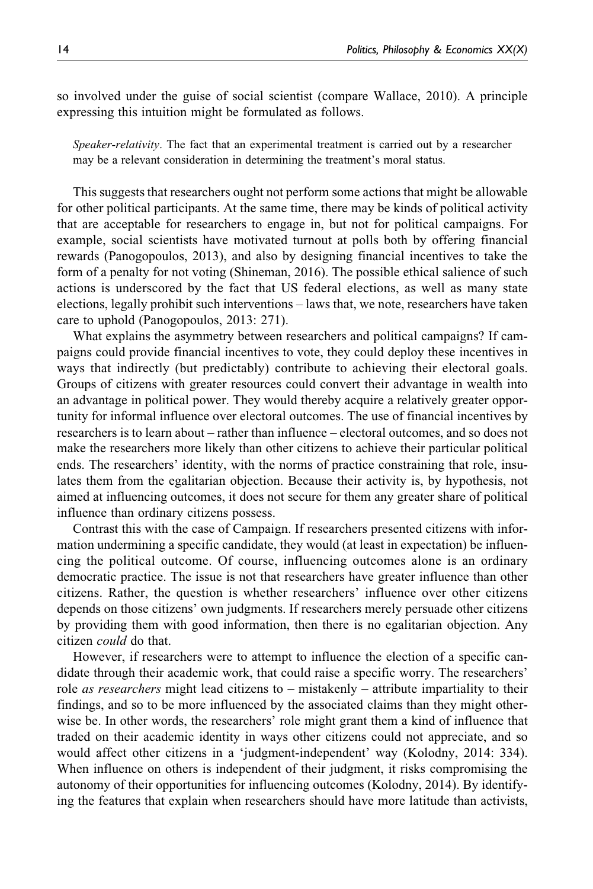so involved under the guise of social scientist (compare Wallace, 2010). A principle expressing this intuition might be formulated as follows.

> *Speaker-relativity*. The fact that an experimental treatment is carried out by a researcher may be a relevant consideration in determining the treatment's moral status.

This suggests that researchers ought not perform some actions that might be allowable for other political participants. At the same time, there may be kinds of political activity that are acceptable for researchers to engage in, but not for political campaigns. For example, social scientists have motivated turnout at polls both by offering financial rewards (Panogopoulos, 2013), and also by designing financial incentives to take the form of a penalty for not voting (Shineman, 2016). The possible ethical salience of such actions is underscored by the fact that US federal elections, as well as many state elections, legally prohibit such interventions – laws that, we note, researchers have taken care to uphold (Panogopoulos, 2013: 271).

What explains the asymmetry between researchers and political campaigns? If campaigns could provide financial incentives to vote, they could deploy these incentives in ways that indirectly (but predictably) contribute to achieving their electoral goals. Groups of citizens with greater resources could convert their advantage in wealth into an advantage in political power. They would thereby acquire a relatively greater opportunity for informal influence over electoral outcomes. The use of financial incentives by researchers is to learn about – rather than influence – electoral outcomes, and so does not make the researchers more likely than other citizens to achieve their particular political ends. The researchers' identity, with the norms of practice constraining that role, insulates them from the egalitarian objection. Because their activity is, by hypothesis, not aimed at influencing outcomes, it does not secure for them any greater share of political influence than ordinary citizens possess.

Contrast this with the case of Campaign. If researchers presented citizens with information undermining a specific candidate, they would (at least in expectation) be influencing the political outcome. Of course, influencing outcomes alone is an ordinary democratic practice. The issue is not that researchers have greater influence than other citizens. Rather, the question is whether researchers' influence over other citizens depends on those citizens' own judgments. If researchers merely persuade other citizens by providing them with good information, then there is no egalitarian objection. Any citizen *could* do that.

However, if researchers were to attempt to influence the election of a specific candidate through their academic work, that could raise a specific worry. The researchers' role *as researchers* might lead citizens to – mistakenly – attribute impartiality to their findings, and so to be more influenced by the associated claims than they might otherwise be. In other words, the researchers' role might grant them a kind of influence that traded on their academic identity in ways other citizens could not appreciate, and so would affect other citizens in a 'judgment-independent' way (Kolodny, 2014: 334). When influence on others is independent of their judgment, it risks compromising the autonomy of their opportunities for influencing outcomes (Kolodny, 2014). By identifying the features that explain when researchers should have more latitude than activists,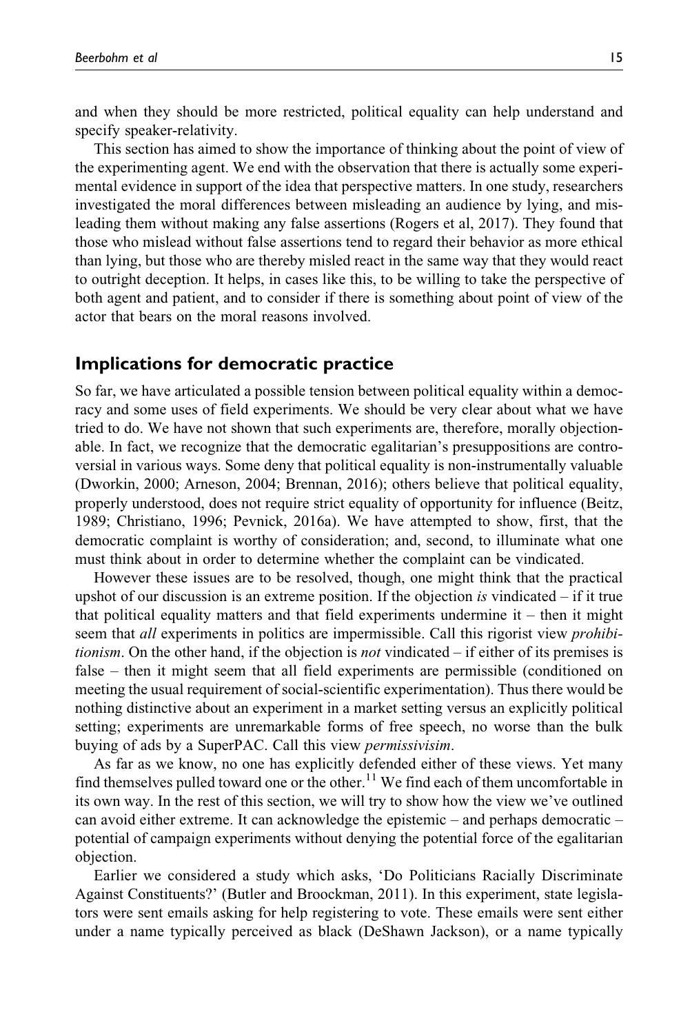and when they should be more restricted, political equality can help understand and specify speaker-relativity.

This section has aimed to show the importance of thinking about the point of view of the experimenting agent. We end with the observation that there is actually some experimental evidence in support of the idea that perspective matters. In one study, researchers investigated the moral differences between misleading an audience by lying, and misleading them without making any false assertions (Rogers et al, 2017). They found that those who mislead without false assertions tend to regard their behavior as more ethical than lying, but those who are thereby misled react in the same way that they would react to outright deception. It helps, in cases like this, to be willing to take the perspective of both agent and patient, and to consider if there is something about point of view of the actor that bears on the moral reasons involved.

## Implications for democratic practice

So far, we have articulated a possible tension between political equality within a democracy and some uses of field experiments. We should be very clear about what we have tried to do. We have not shown that such experiments are, therefore, morally objectionable. In fact, we recognize that the democratic egalitarian's presuppositions are controversial in various ways. Some deny that political equality is non-instrumentally valuable (Dworkin, 2000; Arneson, 2004; Brennan, 2016); others believe that political equality, properly understood, does not require strict equality of opportunity for influence (Beitz, 1989; Christiano, 1996; Pevnick, 2016a). We have attempted to show, first, that the democratic complaint is worthy of consideration; and, second, to illuminate what one must think about in order to determine whether the complaint can be vindicated.

However these issues are to be resolved, though, one might think that the practical upshot of our discussion is an extreme position. If the objection *is* vindicated – if it true that political equality matters and that field experiments undermine it – then it might seem that *all* experiments in politics are impermissible. Call this rigorist view *prohibitionism*. On the other hand, if the objection is *not* vindicated – if either of its premises is false – then it might seem that all field experiments are permissible (conditioned on meeting the usual requirement of social-scientific experimentation). Thus there would be nothing distinctive about an experiment in a market setting versus an explicitly political setting; experiments are unremarkable forms of free speech, no worse than the bulk buying of ads by a SuperPAC. Call this view *permissivisim*.

As far as we know, no one has explicitly defended either of these views. Yet many find themselves pulled toward one or the other.[11] We find each of them uncomfortable in its own way. In the rest of this section, we will try to show how the view we've outlined can avoid either extreme. It can acknowledge the epistemic – and perhaps democratic – potential of campaign experiments without denying the potential force of the egalitarian objection.

Earlier we considered a study which asks, 'Do Politicians Racially Discriminate Against Constituents?' (Butler and Broockman, 2011). In this experiment, state legislators were sent emails asking for help registering to vote. These emails were sent either under a name typically perceived as black (DeShawn Jackson), or a name typically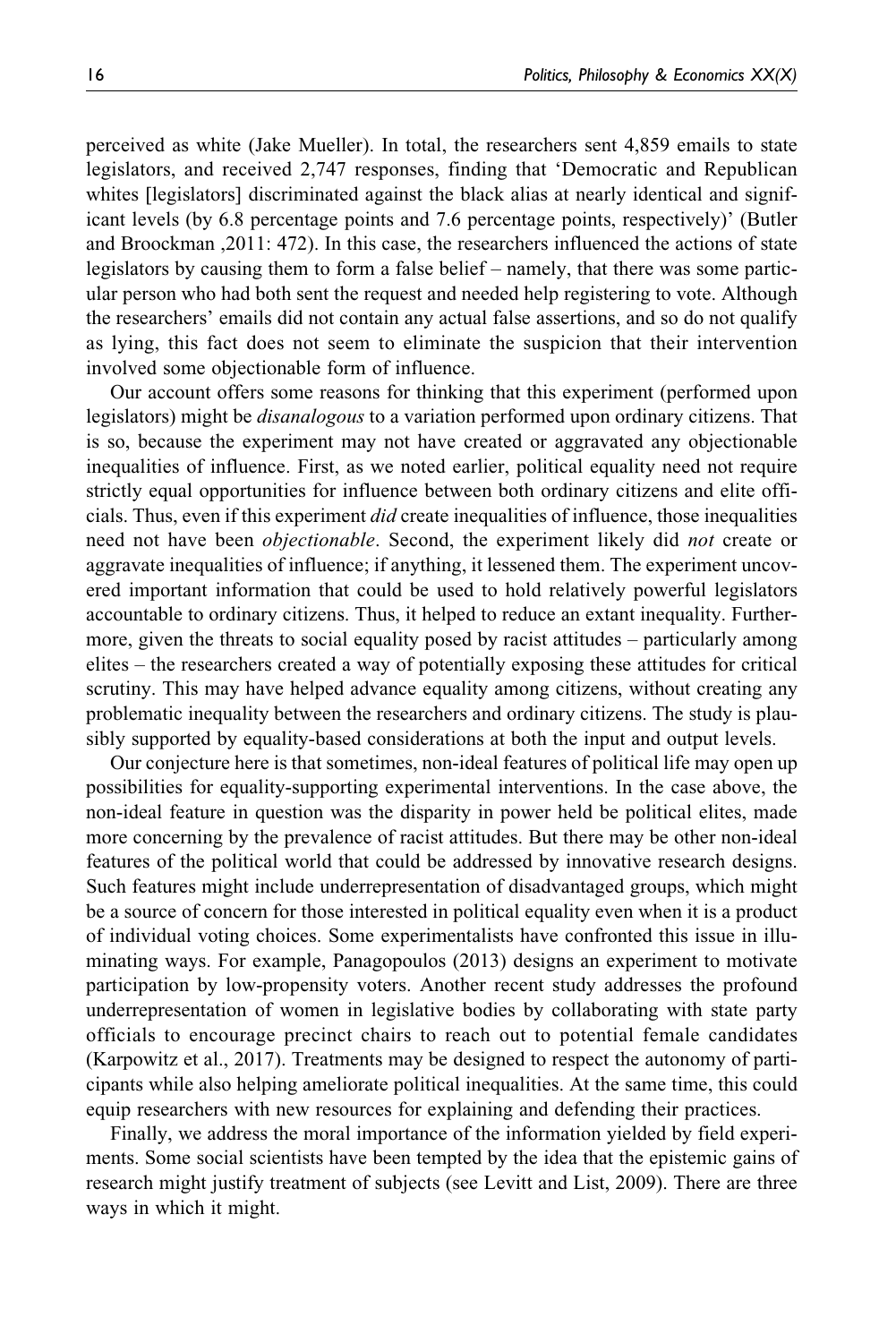perceived as white (Jake Mueller). In total, the researchers sent 4,859 emails to state legislators, and received 2,747 responses, finding that 'Democratic and Republican whites [legislators] discriminated against the black alias at nearly identical and significant levels (by 6.8 percentage points and 7.6 percentage points, respectively)' (Butler and Broockman ,2011: 472). In this case, the researchers influenced the actions of state legislators by causing them to form a false belief – namely, that there was some particular person who had both sent the request and needed help registering to vote. Although the researchers' emails did not contain any actual false assertions, and so do not qualify as lying, this fact does not seem to eliminate the suspicion that their intervention involved some objectionable form of influence.

Our account offers some reasons for thinking that this experiment (performed upon legislators) might be *disanalogous* to a variation performed upon ordinary citizens. That is so, because the experiment may not have created or aggravated any objectionable inequalities of influence. First, as we noted earlier, political equality need not require strictly equal opportunities for influence between both ordinary citizens and elite officials. Thus, even if this experiment *did* create inequalities of influence, those inequalities need not have been *objectionable*. Second, the experiment likely did *not* create or aggravate inequalities of influence; if anything, it lessened them. The experiment uncovered important information that could be used to hold relatively powerful legislators accountable to ordinary citizens. Thus, it helped to reduce an extant inequality. Furthermore, given the threats to social equality posed by racist attitudes – particularly among elites – the researchers created a way of potentially exposing these attitudes for critical scrutiny. This may have helped advance equality among citizens, without creating any problematic inequality between the researchers and ordinary citizens. The study is plausibly supported by equality-based considerations at both the input and output levels.

Our conjecture here is that sometimes, non-ideal features of political life may open up possibilities for equality-supporting experimental interventions. In the case above, the non-ideal feature in question was the disparity in power held be political elites, made more concerning by the prevalence of racist attitudes. But there may be other non-ideal features of the political world that could be addressed by innovative research designs. Such features might include underrepresentation of disadvantaged groups, which might be a source of concern for those interested in political equality even when it is a product of individual voting choices. Some experimentalists have confronted this issue in illuminating ways. For example, Panagopoulos (2013) designs an experiment to motivate participation by low-propensity voters. Another recent study addresses the profound underrepresentation of women in legislative bodies by collaborating with state party officials to encourage precinct chairs to reach out to potential female candidates (Karpowitz et al., 2017). Treatments may be designed to respect the autonomy of participants while also helping ameliorate political inequalities. At the same time, this could equip researchers with new resources for explaining and defending their practices.

Finally, we address the moral importance of the information yielded by field experiments. Some social scientists have been tempted by the idea that the epistemic gains of research might justify treatment of subjects (see Levitt and List, 2009). There are three ways in which it might.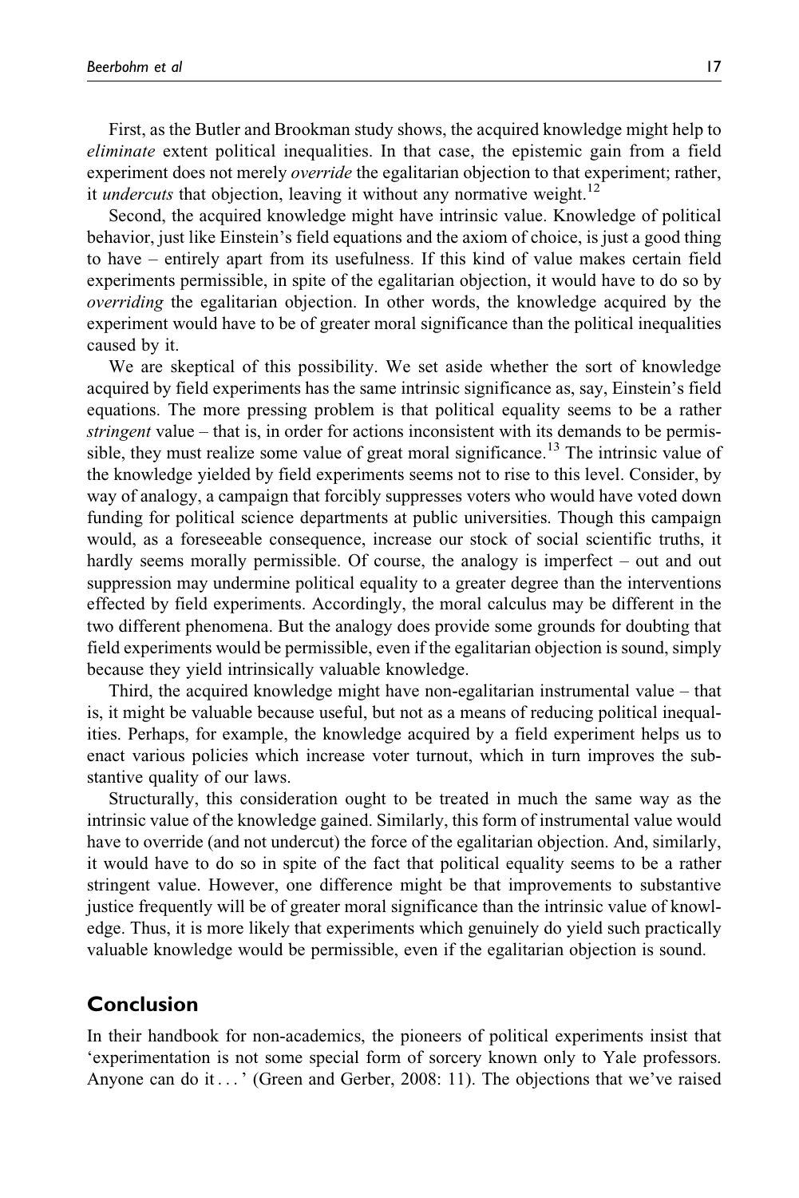First, as the Butler and Brookman study shows, the acquired knowledge might help to *eliminate* extent political inequalities. In that case, the epistemic gain from a field experiment does not merely *override* the egalitarian objection to that experiment; rather, it *undercuts* that objection, leaving it without any normative weight.[12]

Second, the acquired knowledge might have intrinsic value. Knowledge of political behavior, just like Einstein's field equations and the axiom of choice, is just a good thing to have – entirely apart from its usefulness. If this kind of value makes certain field experiments permissible, in spite of the egalitarian objection, it would have to do so by *overriding* the egalitarian objection. In other words, the knowledge acquired by the experiment would have to be of greater moral significance than the political inequalities caused by it.

We are skeptical of this possibility. We set aside whether the sort of knowledge acquired by field experiments has the same intrinsic significance as, say, Einstein's field equations. The more pressing problem is that political equality seems to be a rather *stringent* value – that is, in order for actions inconsistent with its demands to be permissible, they must realize some value of great moral significance.[13] The intrinsic value of the knowledge yielded by field experiments seems not to rise to this level. Consider, by way of analogy, a campaign that forcibly suppresses voters who would have voted down funding for political science departments at public universities. Though this campaign would, as a foreseeable consequence, increase our stock of social scientific truths, it hardly seems morally permissible. Of course, the analogy is imperfect – out and out suppression may undermine political equality to a greater degree than the interventions effected by field experiments. Accordingly, the moral calculus may be different in the two different phenomena. But the analogy does provide some grounds for doubting that field experiments would be permissible, even if the egalitarian objection is sound, simply because they yield intrinsically valuable knowledge.

Third, the acquired knowledge might have non-egalitarian instrumental value – that is, it might be valuable because useful, but not as a means of reducing political inequalities. Perhaps, for example, the knowledge acquired by a field experiment helps us to enact various policies which increase voter turnout, which in turn improves the substantive quality of our laws.

Structurally, this consideration ought to be treated in much the same way as the intrinsic value of the knowledge gained. Similarly, this form of instrumental value would have to override (and not undercut) the force of the egalitarian objection. And, similarly, it would have to do so in spite of the fact that political equality seems to be a rather stringent value. However, one difference might be that improvements to substantive justice frequently will be of greater moral significance than the intrinsic value of knowledge. Thus, it is more likely that experiments which genuinely do yield such practically valuable knowledge would be permissible, even if the egalitarian objection is sound.

## Conclusion

In their handbook for non-academics, the pioneers of political experiments insist that 'experimentation is not some special form of sorcery known only to Yale professors. Anyone can do it . . . ' (Green and Gerber, 2008: 11). The objections that we've raised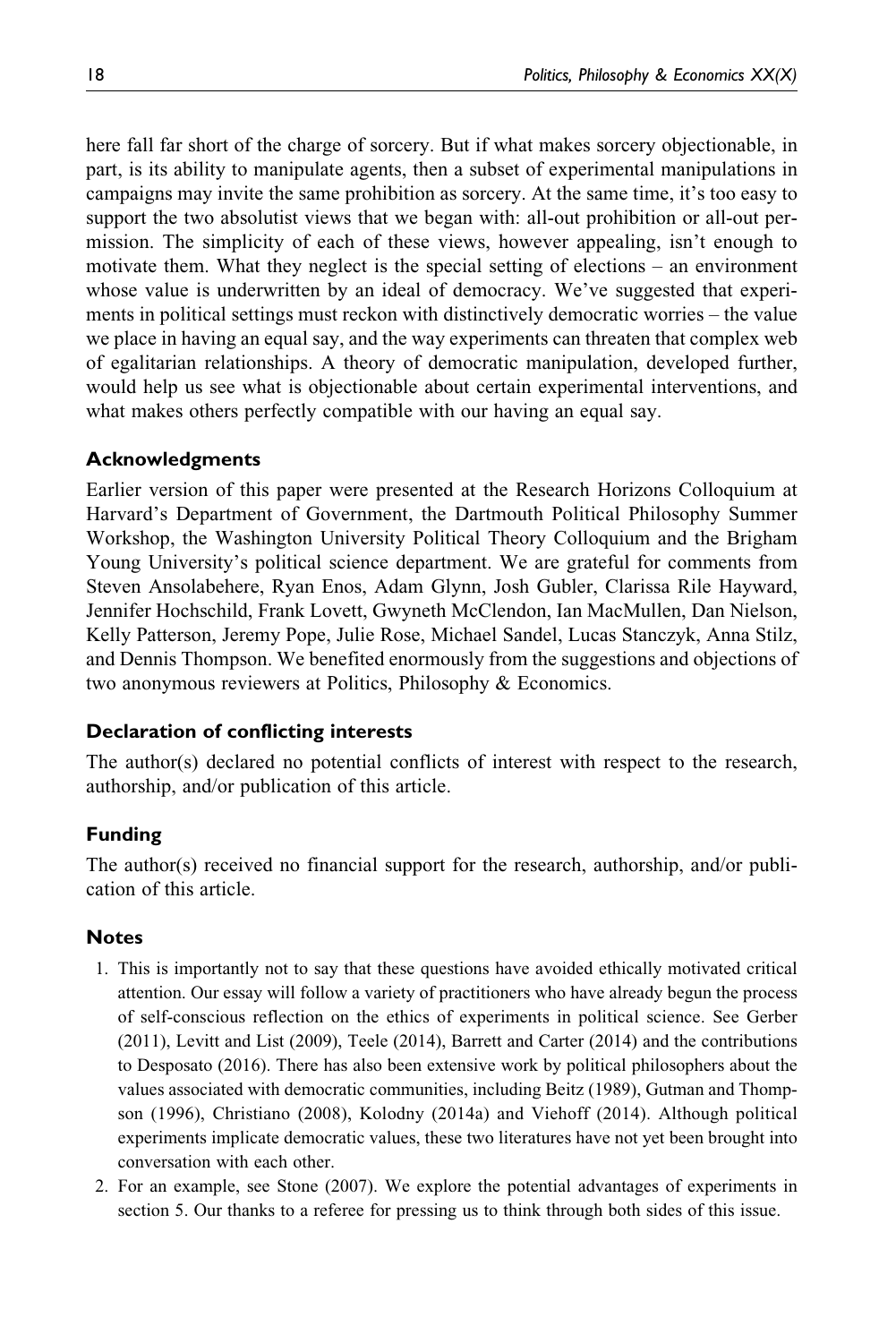here fall far short of the charge of sorcery. But if what makes sorcery objectionable, in part, is its ability to manipulate agents, then a subset of experimental manipulations in campaigns may invite the same prohibition as sorcery. At the same time, it's too easy to support the two absolutist views that we began with: all-out prohibition or all-out permission. The simplicity of each of these views, however appealing, isn't enough to motivate them. What they neglect is the special setting of elections – an environment whose value is underwritten by an ideal of democracy. We've suggested that experiments in political settings must reckon with distinctively democratic worries – the value we place in having an equal say, and the way experiments can threaten that complex web of egalitarian relationships. A theory of democratic manipulation, developed further, would help us see what is objectionable about certain experimental interventions, and what makes others perfectly compatible with our having an equal say.

### Acknowledgments

Earlier version of this paper were presented at the Research Horizons Colloquium at Harvard's Department of Government, the Dartmouth Political Philosophy Summer Workshop, the Washington University Political Theory Colloquium and the Brigham Young University's political science department. We are grateful for comments from Steven Ansolabehere, Ryan Enos, Adam Glynn, Josh Gubler, Clarissa Rile Hayward, Jennifer Hochschild, Frank Lovett, Gwyneth McClendon, Ian MacMullen, Dan Nielson, Kelly Patterson, Jeremy Pope, Julie Rose, Michael Sandel, Lucas Stanczyk, Anna Stilz, and Dennis Thompson. We benefited enormously from the suggestions and objections of two anonymous reviewers at Politics, Philosophy & Economics.

### Declaration of conflicting interests

The author(s) declared no potential conflicts of interest with respect to the research, authorship, and/or publication of this article.

### Funding

The author(s) received no financial support for the research, authorship, and/or publication of this article.

### Notes

1. This is importantly not to say that these questions have avoided ethically motivated critical attention. Our essay will follow a variety of practitioners who have already begun the process of self-conscious reflection on the ethics of experiments in political science. See Gerber (2011), Levitt and List (2009), Teele (2014), Barrett and Carter (2014) and the contributions to Desposato (2016). There has also been extensive work by political philosophers about the values associated with democratic communities, including Beitz (1989), Gutman and Thompson (1996), Christiano (2008), Kolodny (2014a) and Viehoff (2014). Although political experiments implicate democratic values, these two literatures have not yet been brought into conversation with each other.
2. For an example, see Stone (2007). We explore the potential advantages of experiments in section 5. Our thanks to a referee for pressing us to think through both sides of this issue.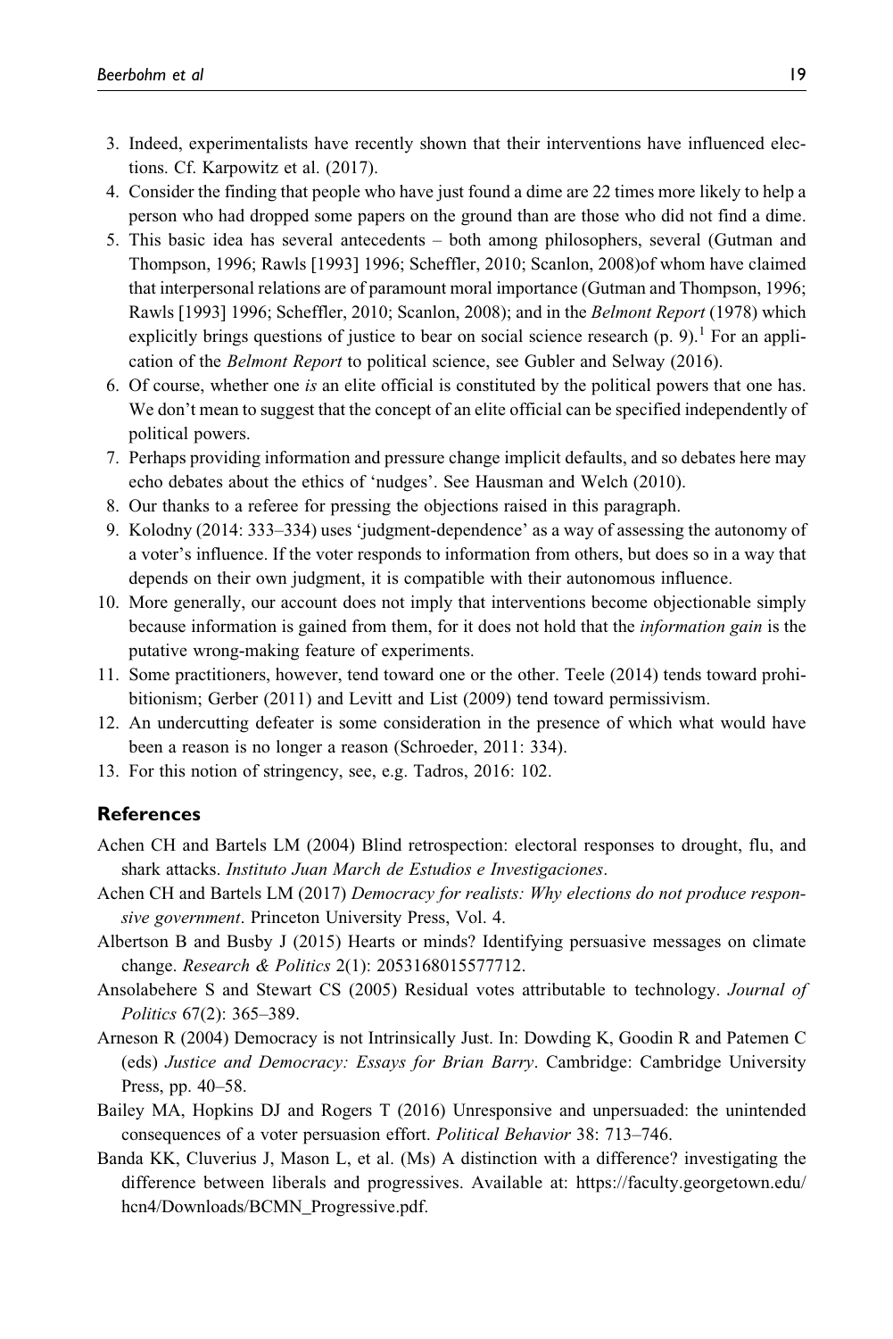3. Indeed, experimentalists have recently shown that their interventions have influenced elections. Cf. Karpowitz et al. (2017).
4. Consider the finding that people who have just found a dime are 22 times more likely to help a person who had dropped some papers on the ground than are those who did not find a dime.
5. This basic idea has several antecedents – both among philosophers, several (Gutman and Thompson, 1996; Rawls [1993] 1996; Scheffler, 2010; Scanlon, 2008)of whom have claimed that interpersonal relations are of paramount moral importance (Gutman and Thompson, 1996; Rawls [1993] 1996; Scheffler, 2010; Scanlon, 2008); and in the *Belmont Report* (1978) which explicitly brings questions of justice to bear on social science research (p. 9).[1] For an application of the *Belmont Report* to political science, see Gubler and Selway (2016).
6. Of course, whether one *is* an elite official is constituted by the political powers that one has. We don't mean to suggest that the concept of an elite official can be specified independently of political powers.
7. Perhaps providing information and pressure change implicit defaults, and so debates here may echo debates about the ethics of 'nudges'. See Hausman and Welch (2010).
8. Our thanks to a referee for pressing the objections raised in this paragraph.
9. Kolodny (2014: 333–334) uses 'judgment-dependence' as a way of assessing the autonomy of a voter's influence. If the voter responds to information from others, but does so in a way that depends on their own judgment, it is compatible with their autonomous influence.
10. More generally, our account does not imply that interventions become objectionable simply because information is gained from them, for it does not hold that the *information gain* is the putative wrong-making feature of experiments.
11. Some practitioners, however, tend toward one or the other. Teele (2014) tends toward prohibitionism; Gerber (2011) and Levitt and List (2009) tend toward permissivism.
12. An undercutting defeater is some consideration in the presence of which what would have been a reason is no longer a reason (Schroeder, 2011: 334).
13. For this notion of stringency, see, e.g. Tadros, 2016: 102.

## References

Achen CH and Bartels LM (2004) Blind retrospection: electoral responses to drought, flu, and shark attacks. *Instituto Juan March de Estudios e Investigaciones*.

Achen CH and Bartels LM (2017) *Democracy for realists: Why elections do not produce responsive government*. Princeton University Press, Vol. 4.

Albertson B and Busby J (2015) Hearts or minds? Identifying persuasive messages on climate change. *Research & Politics* 2(1): 2053168015577712.

Ansolabehere S and Stewart CS (2005) Residual votes attributable to technology. *Journal of Politics* 67(2): 365–389.

Arneson R (2004) Democracy is not Intrinsically Just. In: Dowding K, Goodin R and Patemen C (eds) *Justice and Democracy: Essays for Brian Barry*. Cambridge: Cambridge University Press, pp. 40–58.

Bailey MA, Hopkins DJ and Rogers T (2016) Unresponsive and unpersuaded: the unintended consequences of a voter persuasion effort. *Political Behavior* 38: 713–746.

Banda KK, Cluverius J, Mason L, et al. (Ms) A distinction with a difference? investigating the difference between liberals and progressives. Available at: https://faculty.georgetown.edu/hcn4/Downloads/BCMN_Progressive.pdf.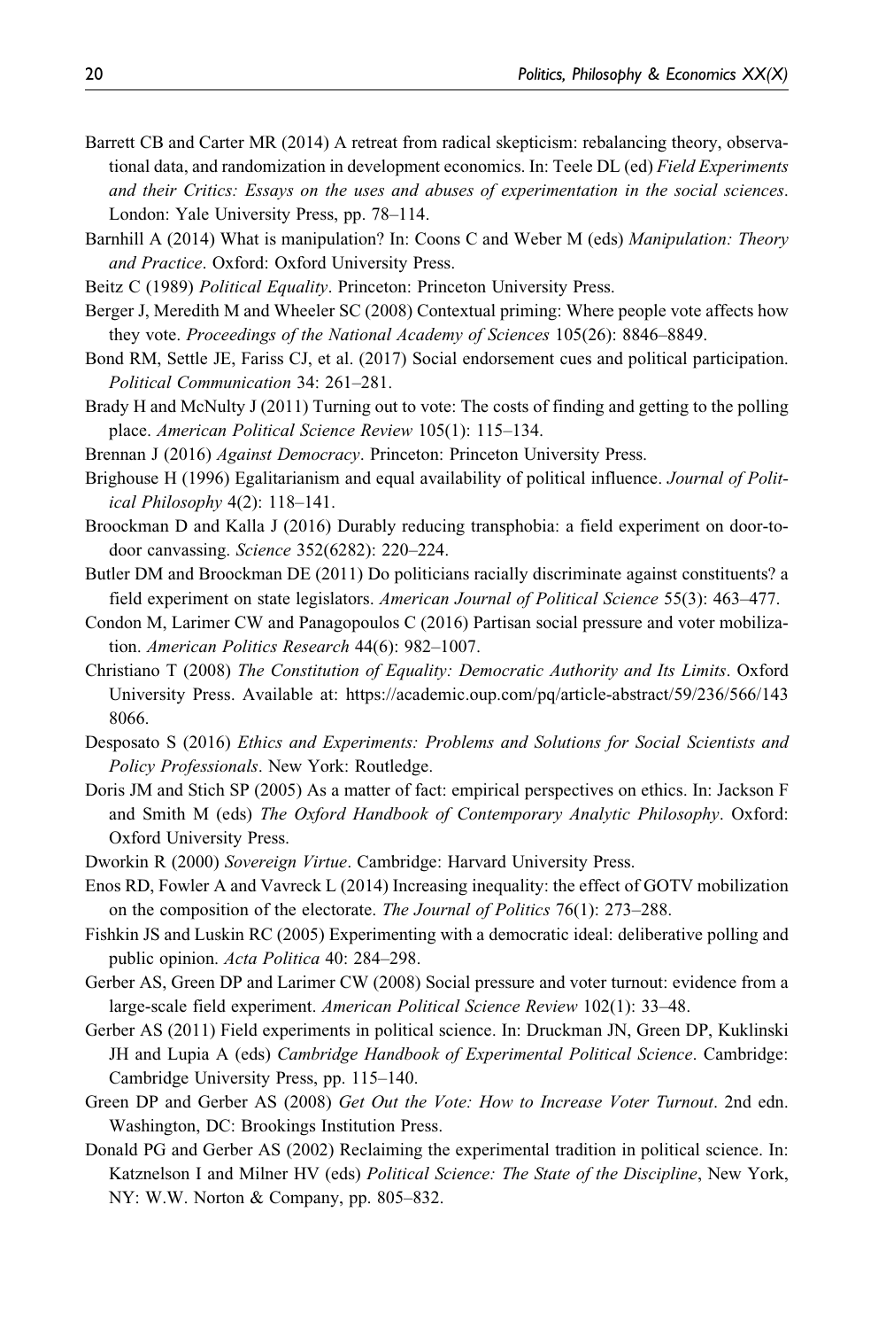Barrett CB and Carter MR (2014) A retreat from radical skepticism: rebalancing theory, observational data, and randomization in development economics. In: Teele DL (ed) *Field Experiments and their Critics: Essays on the uses and abuses of experimentation in the social sciences*. London: Yale University Press, pp. 78–114.

Barnhill A (2014) What is manipulation? In: Coons C and Weber M (eds) *Manipulation: Theory and Practice*. Oxford: Oxford University Press.

Beitz C (1989) *Political Equality*. Princeton: Princeton University Press.

Berger J, Meredith M and Wheeler SC (2008) Contextual priming: Where people vote affects how they vote. *Proceedings of the National Academy of Sciences* 105(26): 8846–8849.

Bond RM, Settle JE, Fariss CJ, et al. (2017) Social endorsement cues and political participation. *Political Communication* 34: 261–281.

Brady H and McNulty J (2011) Turning out to vote: The costs of finding and getting to the polling place. *American Political Science Review* 105(1): 115–134.

Brennan J (2016) *Against Democracy*. Princeton: Princeton University Press.

Brighouse H (1996) Egalitarianism and equal availability of political influence. *Journal of Political Philosophy* 4(2): 118–141.

Broockman D and Kalla J (2016) Durably reducing transphobia: a field experiment on door-to-door canvassing. *Science* 352(6282): 220–224.

Butler DM and Broockman DE (2011) Do politicians racially discriminate against constituents? a field experiment on state legislators. *American Journal of Political Science* 55(3): 463–477.

Condon M, Larimer CW and Panagopoulos C (2016) Partisan social pressure and voter mobilization. *American Politics Research* 44(6): 982–1007.

Christiano T (2008) *The Constitution of Equality: Democratic Authority and Its Limits*. Oxford University Press. Available at: https://academic.oup.com/pq/article-abstract/59/236/566/1438066.

Desposato S (2016) *Ethics and Experiments: Problems and Solutions for Social Scientists and Policy Professionals*. New York: Routledge.

Doris JM and Stich SP (2005) As a matter of fact: empirical perspectives on ethics. In: Jackson F and Smith M (eds) *The Oxford Handbook of Contemporary Analytic Philosophy*. Oxford: Oxford University Press.

Dworkin R (2000) *Sovereign Virtue*. Cambridge: Harvard University Press.

Enos RD, Fowler A and Vavreck L (2014) Increasing inequality: the effect of GOTV mobilization on the composition of the electorate. *The Journal of Politics* 76(1): 273–288.

Fishkin JS and Luskin RC (2005) Experimenting with a democratic ideal: deliberative polling and public opinion. *Acta Politica* 40: 284–298.

Gerber AS, Green DP and Larimer CW (2008) Social pressure and voter turnout: evidence from a large-scale field experiment. *American Political Science Review* 102(1): 33–48.

Gerber AS (2011) Field experiments in political science. In: Druckman JN, Green DP, Kuklinski JH and Lupia A (eds) *Cambridge Handbook of Experimental Political Science*. Cambridge: Cambridge University Press, pp. 115–140.

Green DP and Gerber AS (2008) *Get Out the Vote: How to Increase Voter Turnout*. 2nd edn. Washington, DC: Brookings Institution Press.

Donald PG and Gerber AS (2002) Reclaiming the experimental tradition in political science. In: Katznelson I and Milner HV (eds) *Political Science: The State of the Discipline*, New York, NY: W.W. Norton & Company, pp. 805–832.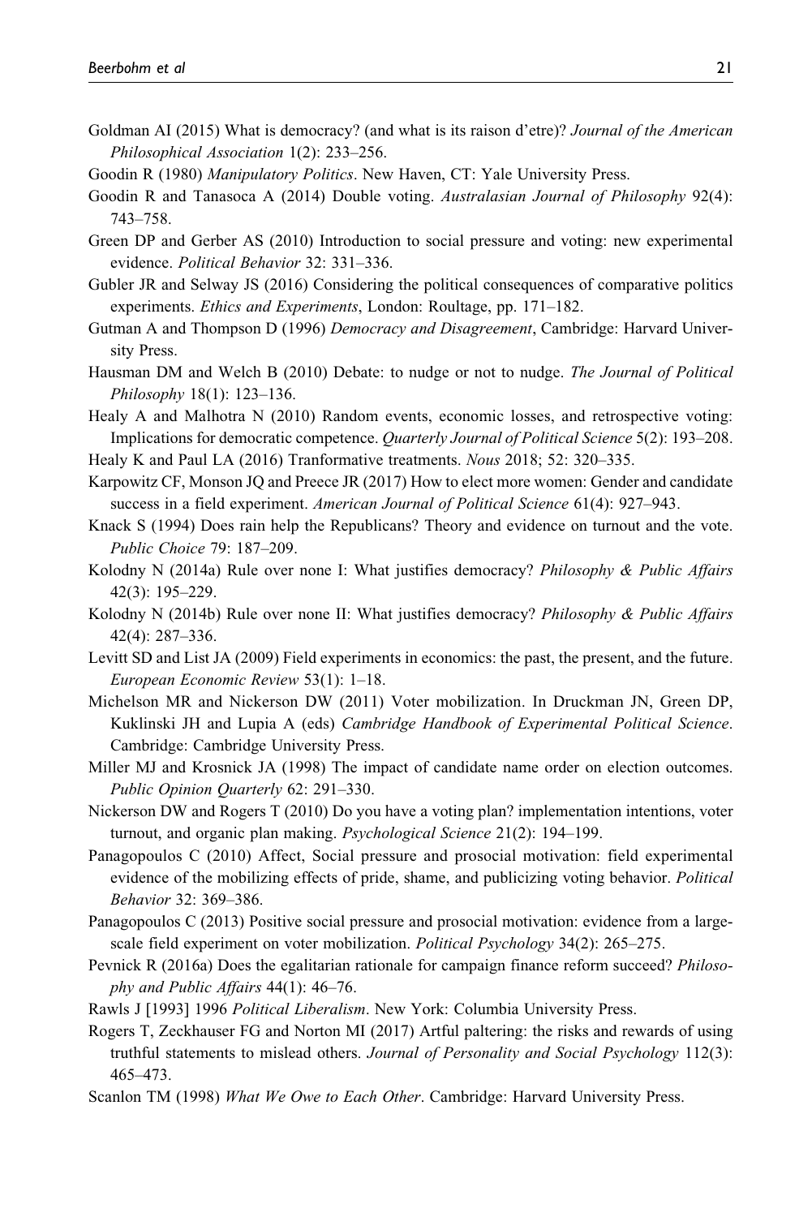Goldman AI (2015) What is democracy? (and what is its raison d'etre)? *Journal of the American Philosophical Association* 1(2): 233–256.

Goodin R (1980) *Manipulatory Politics*. New Haven, CT: Yale University Press.

Goodin R and Tanasoca A (2014) Double voting. *Australasian Journal of Philosophy* 92(4): 743–758.

Green DP and Gerber AS (2010) Introduction to social pressure and voting: new experimental evidence. *Political Behavior* 32: 331–336.

Gubler JR and Selway JS (2016) Considering the political consequences of comparative politics experiments. *Ethics and Experiments*, London: Roultage, pp. 171–182.

Gutman A and Thompson D (1996) *Democracy and Disagreement*, Cambridge: Harvard University Press.

Hausman DM and Welch B (2010) Debate: to nudge or not to nudge. *The Journal of Political Philosophy* 18(1): 123–136.

Healy A and Malhotra N (2010) Random events, economic losses, and retrospective voting: Implications for democratic competence. *Quarterly Journal of Political Science* 5(2): 193–208.

Healy K and Paul LA (2016) Tranformative treatments. *Nous* 2018; 52: 320–335.

Karpowitz CF, Monson JQ and Preece JR (2017) How to elect more women: Gender and candidate success in a field experiment. *American Journal of Political Science* 61(4): 927–943.

Knack S (1994) Does rain help the Republicans? Theory and evidence on turnout and the vote. *Public Choice* 79: 187–209.

Kolodny N (2014a) Rule over none I: What justifies democracy? *Philosophy & Public Affairs* 42(3): 195–229.

Kolodny N (2014b) Rule over none II: What justifies democracy? *Philosophy & Public Affairs* 42(4): 287–336.

Levitt SD and List JA (2009) Field experiments in economics: the past, the present, and the future. *European Economic Review* 53(1): 1–18.

Michelson MR and Nickerson DW (2011) Voter mobilization. In Druckman JN, Green DP, Kuklinski JH and Lupia A (eds) *Cambridge Handbook of Experimental Political Science*. Cambridge: Cambridge University Press.

Miller MJ and Krosnick JA (1998) The impact of candidate name order on election outcomes. *Public Opinion Quarterly* 62: 291–330.

Nickerson DW and Rogers T (2010) Do you have a voting plan? implementation intentions, voter turnout, and organic plan making. *Psychological Science* 21(2): 194–199.

Panagopoulos C (2010) Affect, Social pressure and prosocial motivation: field experimental evidence of the mobilizing effects of pride, shame, and publicizing voting behavior. *Political Behavior* 32: 369–386.

Panagopoulos C (2013) Positive social pressure and prosocial motivation: evidence from a large-scale field experiment on voter mobilization. *Political Psychology* 34(2): 265–275.

Pevnick R (2016a) Does the egalitarian rationale for campaign finance reform succeed? *Philosophy and Public Affairs* 44(1): 46–76.

Rawls J [1993] 1996 *Political Liberalism*. New York: Columbia University Press.

Rogers T, Zeckhauser FG and Norton MI (2017) Artful paltering: the risks and rewards of using truthful statements to mislead others. *Journal of Personality and Social Psychology* 112(3): 465–473.

Scanlon TM (1998) *What We Owe to Each Other*. Cambridge: Harvard University Press.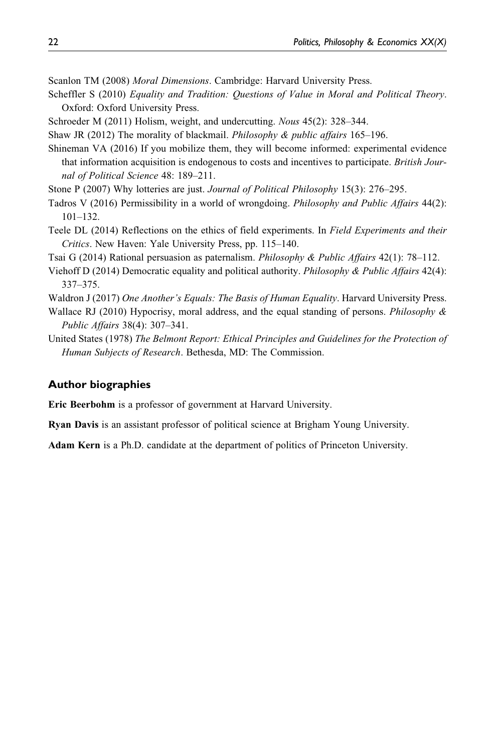Scanlon TM (2008) *Moral Dimensions*. Cambridge: Harvard University Press.

Scheffler S (2010) *Equality and Tradition: Questions of Value in Moral and Political Theory*. Oxford: Oxford University Press.

Schroeder M (2011) Holism, weight, and undercutting. *Nous* 45(2): 328–344.

Shaw JR (2012) The morality of blackmail. *Philosophy & public affairs* 165–196.

Shineman VA (2016) If you mobilize them, they will become informed: experimental evidence that information acquisition is endogenous to costs and incentives to participate. *British Journal of Political Science* 48: 189–211.

Stone P (2007) Why lotteries are just. *Journal of Political Philosophy* 15(3): 276–295.

Tadros V (2016) Permissibility in a world of wrongdoing. *Philosophy and Public Affairs* 44(2): 101–132.

Teele DL (2014) Reflections on the ethics of field experiments. In *Field Experiments and their Critics*. New Haven: Yale University Press, pp. 115–140.

Tsai G (2014) Rational persuasion as paternalism. *Philosophy & Public Affairs* 42(1): 78–112.

Viehoff D (2014) Democratic equality and political authority. *Philosophy & Public Affairs* 42(4): 337–375.

Waldron J (2017) *One Another's Equals: The Basis of Human Equality*. Harvard University Press.

Wallace RJ (2010) Hypocrisy, moral address, and the equal standing of persons. *Philosophy & Public Affairs* 38(4): 307–341.

United States (1978) *The Belmont Report: Ethical Principles and Guidelines for the Protection of Human Subjects of Research*. Bethesda, MD: The Commission.

## Author biographies

**Eric Beerbohm** is a professor of government at Harvard University.

**Ryan Davis** is an assistant professor of political science at Brigham Young University.

**Adam Kern** is a Ph.D. candidate at the department of politics of Princeton University.